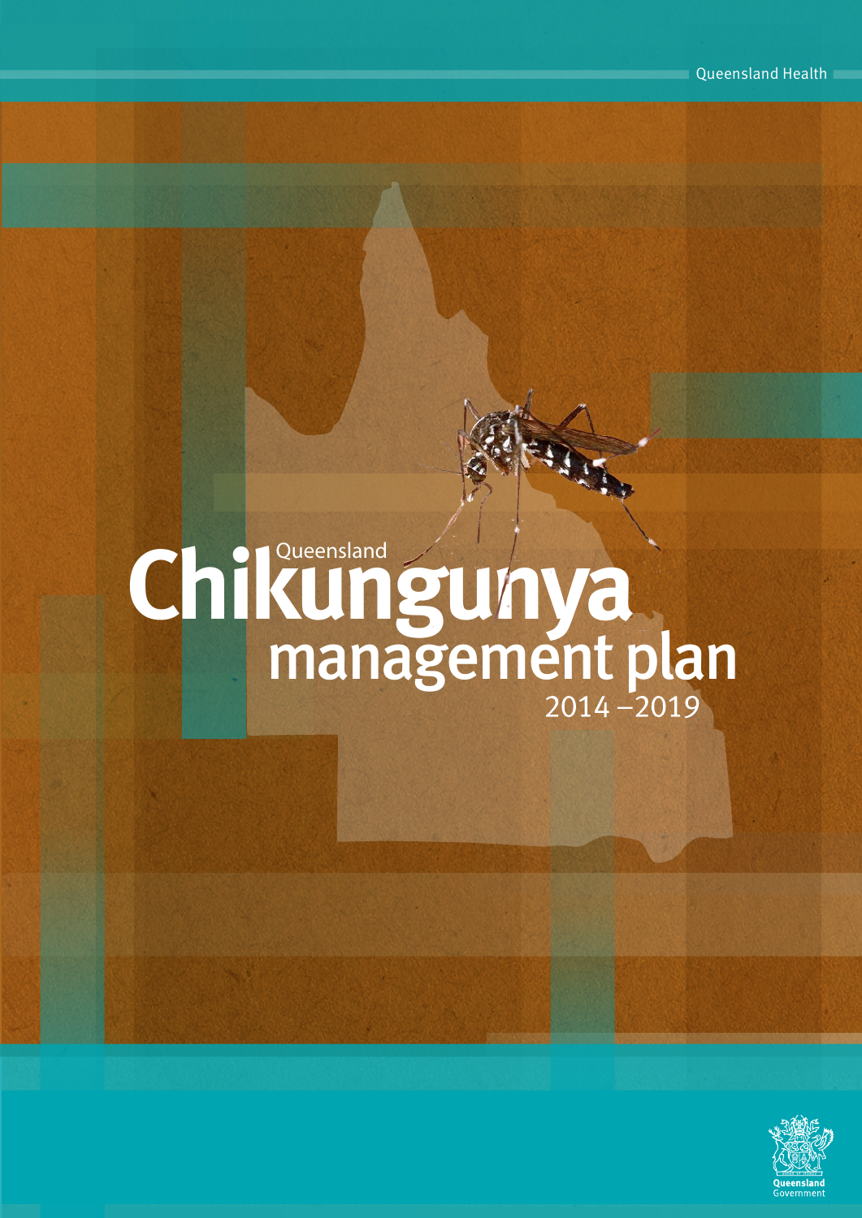Queensland Health

# Queensland Chikungunya management plan

2014 – 2019

Queensland Government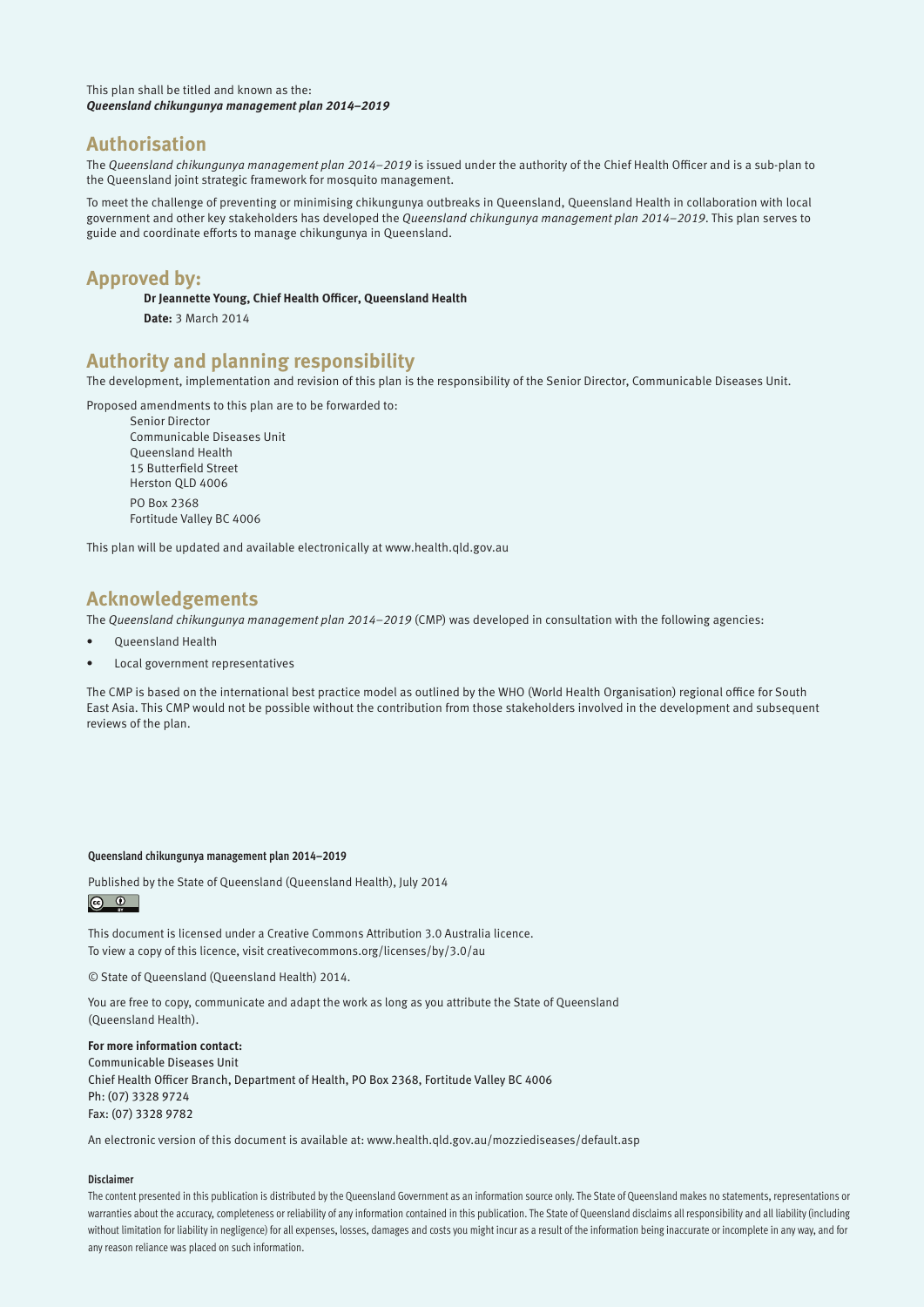This plan shall be titled and known as the:
***Queensland chikungunya management plan 2014–2019***

## Authorisation

The *Queensland chikungunya management plan 2014–2019* is issued under the authority of the Chief Health Officer and is a sub-plan to the Queensland joint strategic framework for mosquito management.

To meet the challenge of preventing or minimising chikungunya outbreaks in Queensland, Queensland Health in collaboration with local government and other key stakeholders has developed the *Queensland chikungunya management plan 2014–2019*. This plan serves to guide and coordinate efforts to manage chikungunya in Queensland.

## Approved by:

**Dr Jeannette Young, Chief Health Officer, Queensland Health**

**Date:** 3 March 2014

## Authority and planning responsibility

The development, implementation and revision of this plan is the responsibility of the Senior Director, Communicable Diseases Unit.

Proposed amendments to this plan are to be forwarded to:

Senior Director
Communicable Diseases Unit
Queensland Health
15 Butterfield Street
Herston QLD 4006

PO Box 2368
Fortitude Valley BC 4006

This plan will be updated and available electronically at www.health.qld.gov.au

## Acknowledgements

The *Queensland chikungunya management plan 2014–2019* (CMP) was developed in consultation with the following agencies:

- Queensland Health
- Local government representatives

The CMP is based on the international best practice model as outlined by the WHO (World Health Organisation) regional office for South East Asia. This CMP would not be possible without the contribution from those stakeholders involved in the development and subsequent reviews of the plan.

**Queensland chikungunya management plan 2014–2019**

Published by the State of Queensland (Queensland Health), July 2014

This document is licensed under a Creative Commons Attribution 3.0 Australia licence.
To view a copy of this licence, visit creativecommons.org/licenses/by/3.0/au

© State of Queensland (Queensland Health) 2014.

You are free to copy, communicate and adapt the work as long as you attribute the State of Queensland (Queensland Health).

**For more information contact:**
Communicable Diseases Unit
Chief Health Officer Branch, Department of Health, PO Box 2368, Fortitude Valley BC 4006
Ph: (07) 3328 9724
Fax: (07) 3328 9782

An electronic version of this document is available at: www.health.qld.gov.au/mozziediseases/default.asp

**Disclaimer**

The content presented in this publication is distributed by the Queensland Government as an information source only. The State of Queensland makes no statements, representations or warranties about the accuracy, completeness or reliability of any information contained in this publication. The State of Queensland disclaims all responsibility and all liability (including without limitation for liability in negligence) for all expenses, losses, damages and costs you might incur as a result of the information being inaccurate or incomplete in any way, and for any reason reliance was placed on such information.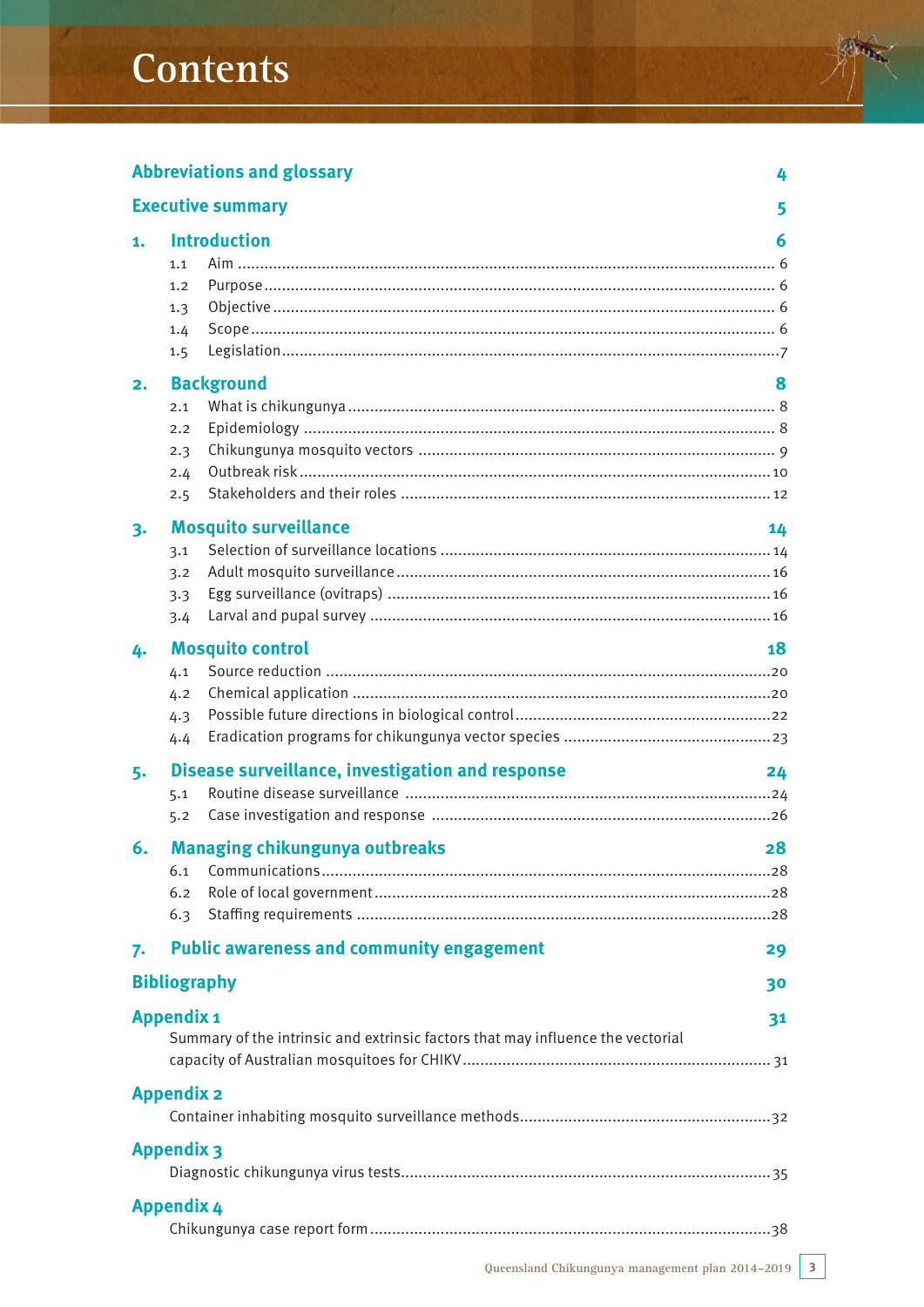# Contents

| | | |
|---|---|---|
| **Abbreviations and glossary** | | **4** |
| **Executive summary** | | **5** |
| **1.** | **Introduction** | **6** |
| 1.1 | Aim | 6 |
| 1.2 | Purpose | 6 |
| 1.3 | Objective | 6 |
| 1.4 | Scope | 6 |
| 1.5 | Legislation | 7 |
| **2.** | **Background** | **8** |
| 2.1 | What is chikungunya | 8 |
| 2.2 | Epidemiology | 8 |
| 2.3 | Chikungunya mosquito vectors | 9 |
| 2.4 | Outbreak risk | 10 |
| 2.5 | Stakeholders and their roles | 12 |
| **3.** | **Mosquito surveillance** | **14** |
| 3.1 | Selection of surveillance locations | 14 |
| 3.2 | Adult mosquito surveillance | 16 |
| 3.3 | Egg surveillance (ovitraps) | 16 |
| 3.4 | Larval and pupal survey | 16 |
| **4.** | **Mosquito control** | **18** |
| 4.1 | Source reduction | 20 |
| 4.2 | Chemical application | 20 |
| 4.3 | Possible future directions in biological control | 22 |
| 4.4 | Eradication programs for chikungunya vector species | 23 |
| **5.** | **Disease surveillance, investigation and response** | **24** |
| 5.1 | Routine disease surveillance | 24 |
| 5.2 | Case investigation and response | 26 |
| **6.** | **Managing chikungunya outbreaks** | **28** |
| 6.1 | Communications | 28 |
| 6.2 | Role of local government | 28 |
| 6.3 | Staffing requirements | 28 |
| **7.** | **Public awareness and community engagement** | **29** |
| **Bibliography** | | **30** |
| **Appendix 1** | | **31** |
| | Summary of the intrinsic and extrinsic factors that may influence the vectorial capacity of Australian mosquitoes for CHIKV | 31 |
| **Appendix 2** | | |
| | Container inhabiting mosquito surveillance methods | 32 |
| **Appendix 3** | | |
| | Diagnostic chikungunya virus tests | 35 |
| **Appendix 4** | | |
| | Chikungunya case report form | 38 |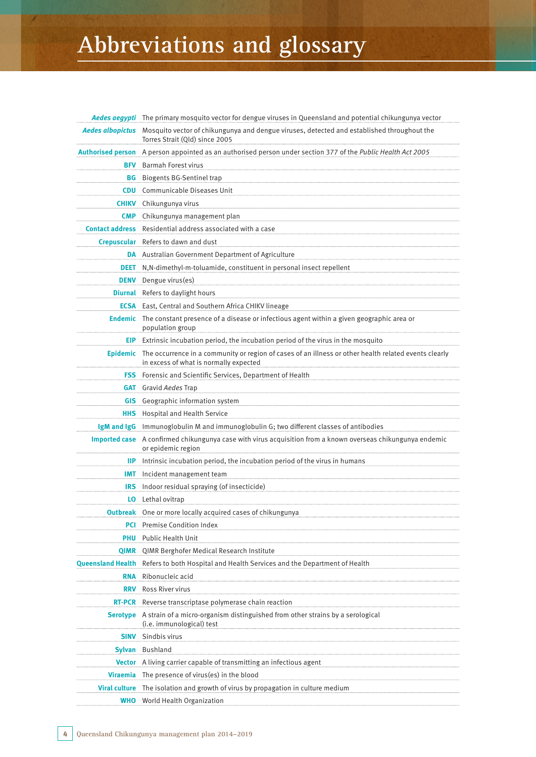# Abbreviations and glossary

| | |
|---|---|
| ***Aedes aegypti*** | The primary mosquito vector for dengue viruses in Queensland and potential chikungunya vector |
| ***Aedes albopictus*** | Mosquito vector of chikungunya and dengue viruses, detected and established throughout the Torres Strait (Qld) since 2005 |
| **Authorised person** | A person appointed as an authorised person under section 377 of the *Public Health Act 2005* |
| **BFV** | Barmah Forest virus |
| **BG** | Biogents BG-Sentinel trap |
| **CDU** | Communicable Diseases Unit |
| **CHIKV** | Chikungunya virus |
| **CMP** | Chikungunya management plan |
| **Contact address** | Residential address associated with a case |
| **Crepuscular** | Refers to dawn and dust |
| **DA** | Australian Government Department of Agriculture |
| **DEET** | N,N-dimethyl-m-toluamide, constituent in personal insect repellent |
| **DENV** | Dengue virus(es) |
| **Diurnal** | Refers to daylight hours |
| **ECSA** | East, Central and Southern Africa CHIKV lineage |
| **Endemic** | The constant presence of a disease or infectious agent within a given geographic area or population group |
| **EIP** | Extrinsic incubation period, the incubation period of the virus in the mosquito |
| **Epidemic** | The occurrence in a community or region of cases of an illness or other health related events clearly in excess of what is normally expected |
| **FSS** | Forensic and Scientific Services, Department of Health |
| **GAT** | Gravid *Aedes* Trap |
| **GIS** | Geographic information system |
| **HHS** | Hospital and Health Service |
| **IgM and IgG** | Immunoglobulin M and immunoglobulin G; two different classes of antibodies |
| **Imported case** | A confirmed chikungunya case with virus acquisition from a known overseas chikungunya endemic or epidemic region |
| **IIP** | Intrinsic incubation period, the incubation period of the virus in humans |
| **IMT** | Incident management team |
| **IRS** | Indoor residual spraying (of insecticide) |
| **LO** | Lethal ovitrap |
| **Outbreak** | One or more locally acquired cases of chikungunya |
| **PCI** | Premise Condition Index |
| **PHU** | Public Health Unit |
| **QIMR** | QIMR Berghofer Medical Research Institute |
| **Queensland Health** | Refers to both Hospital and Health Services and the Department of Health |
| **RNA** | Ribonucleic acid |
| **RRV** | Ross River virus |
| **RT-PCR** | Reverse transcriptase polymerase chain reaction |
| **Serotype** | A strain of a micro-organism distinguished from other strains by a serological (i.e. immunological) test |
| **SINV** | Sindbis virus |
| **Sylvan** | Bushland |
| **Vector** | A living carrier capable of transmitting an infectious agent |
| **Viraemia** | The presence of virus(es) in the blood |
| **Viral culture** | The isolation and growth of virus by propagation in culture medium |
| **WHO** | World Health Organization |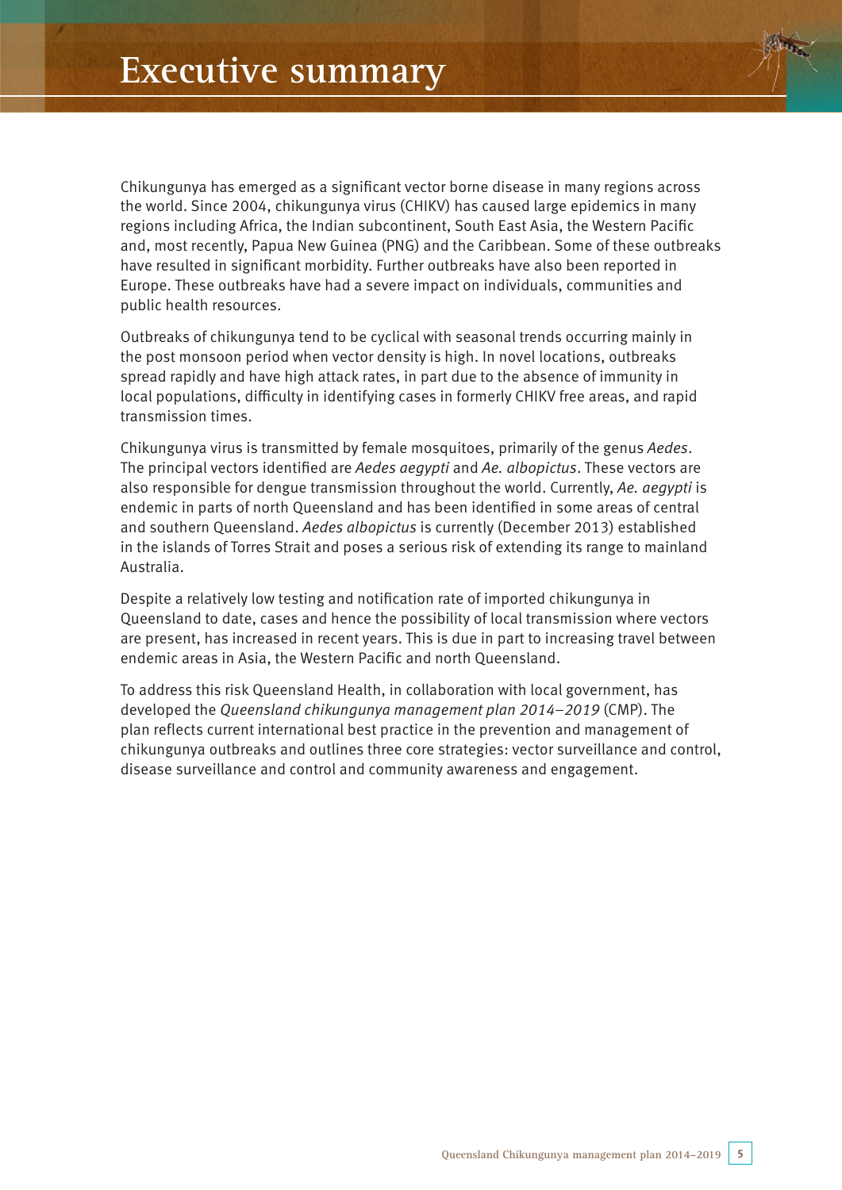# Executive summary

Chikungunya has emerged as a significant vector borne disease in many regions across the world. Since 2004, chikungunya virus (CHIKV) has caused large epidemics in many regions including Africa, the Indian subcontinent, South East Asia, the Western Pacific and, most recently, Papua New Guinea (PNG) and the Caribbean. Some of these outbreaks have resulted in significant morbidity. Further outbreaks have also been reported in Europe. These outbreaks have had a severe impact on individuals, communities and public health resources.

Outbreaks of chikungunya tend to be cyclical with seasonal trends occurring mainly in the post monsoon period when vector density is high. In novel locations, outbreaks spread rapidly and have high attack rates, in part due to the absence of immunity in local populations, difficulty in identifying cases in formerly CHIKV free areas, and rapid transmission times.

Chikungunya virus is transmitted by female mosquitoes, primarily of the genus *Aedes*. The principal vectors identified are *Aedes aegypti* and *Ae. albopictus*. These vectors are also responsible for dengue transmission throughout the world. Currently, *Ae. aegypti* is endemic in parts of north Queensland and has been identified in some areas of central and southern Queensland. *Aedes albopictus* is currently (December 2013) established in the islands of Torres Strait and poses a serious risk of extending its range to mainland Australia.

Despite a relatively low testing and notification rate of imported chikungunya in Queensland to date, cases and hence the possibility of local transmission where vectors are present, has increased in recent years. This is due in part to increasing travel between endemic areas in Asia, the Western Pacific and north Queensland.

To address this risk Queensland Health, in collaboration with local government, has developed the *Queensland chikungunya management plan 2014–2019* (CMP). The plan reflects current international best practice in the prevention and management of chikungunya outbreaks and outlines three core strategies: vector surveillance and control, disease surveillance and control and community awareness and engagement.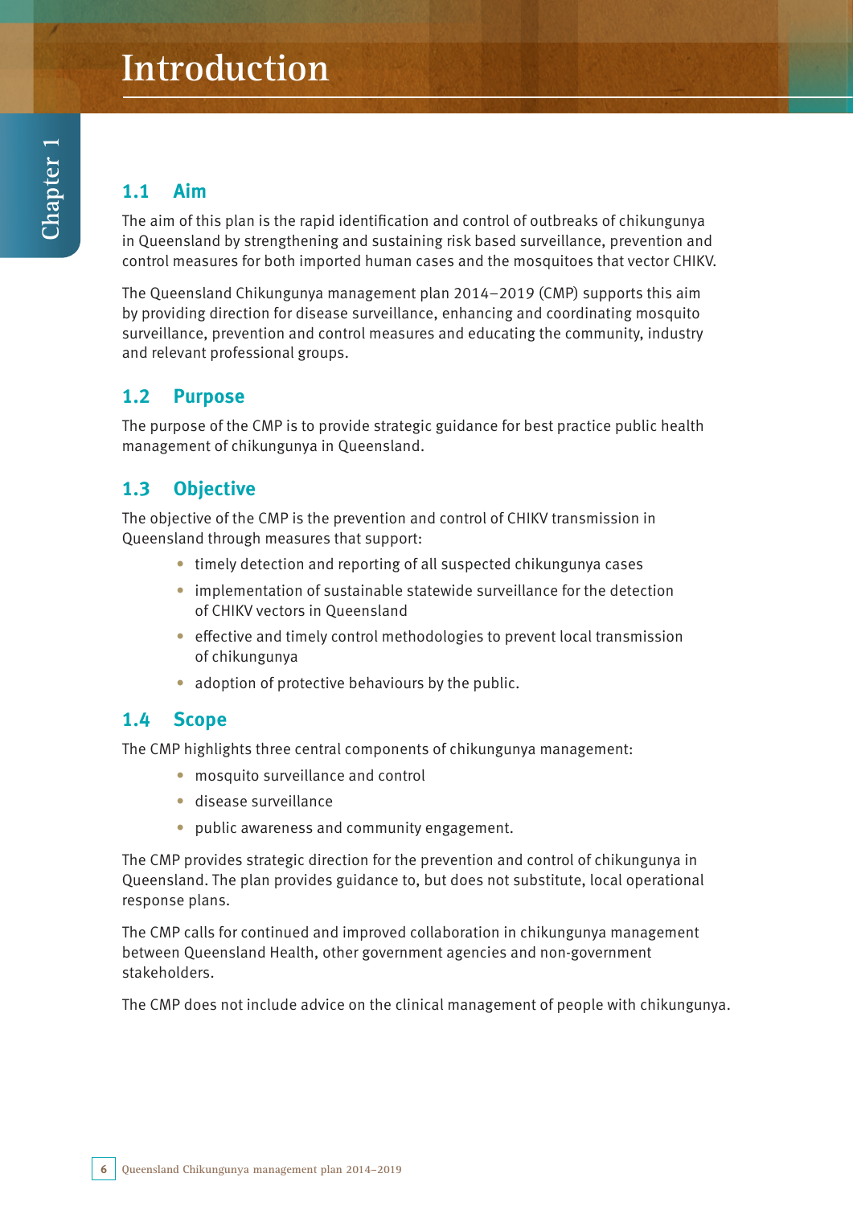# Introduction

## 1.1 Aim

The aim of this plan is the rapid identification and control of outbreaks of chikungunya in Queensland by strengthening and sustaining risk based surveillance, prevention and control measures for both imported human cases and the mosquitoes that vector CHIKV.

The Queensland Chikungunya management plan 2014–2019 (CMP) supports this aim by providing direction for disease surveillance, enhancing and coordinating mosquito surveillance, prevention and control measures and educating the community, industry and relevant professional groups.

## 1.2 Purpose

The purpose of the CMP is to provide strategic guidance for best practice public health management of chikungunya in Queensland.

## 1.3 Objective

The objective of the CMP is the prevention and control of CHIKV transmission in Queensland through measures that support:

- timely detection and reporting of all suspected chikungunya cases
- implementation of sustainable statewide surveillance for the detection of CHIKV vectors in Queensland
- effective and timely control methodologies to prevent local transmission of chikungunya
- adoption of protective behaviours by the public.

## 1.4 Scope

The CMP highlights three central components of chikungunya management:

- mosquito surveillance and control
- disease surveillance
- public awareness and community engagement.

The CMP provides strategic direction for the prevention and control of chikungunya in Queensland. The plan provides guidance to, but does not substitute, local operational response plans.

The CMP calls for continued and improved collaboration in chikungunya management between Queensland Health, other government agencies and non-government stakeholders.

The CMP does not include advice on the clinical management of people with chikungunya.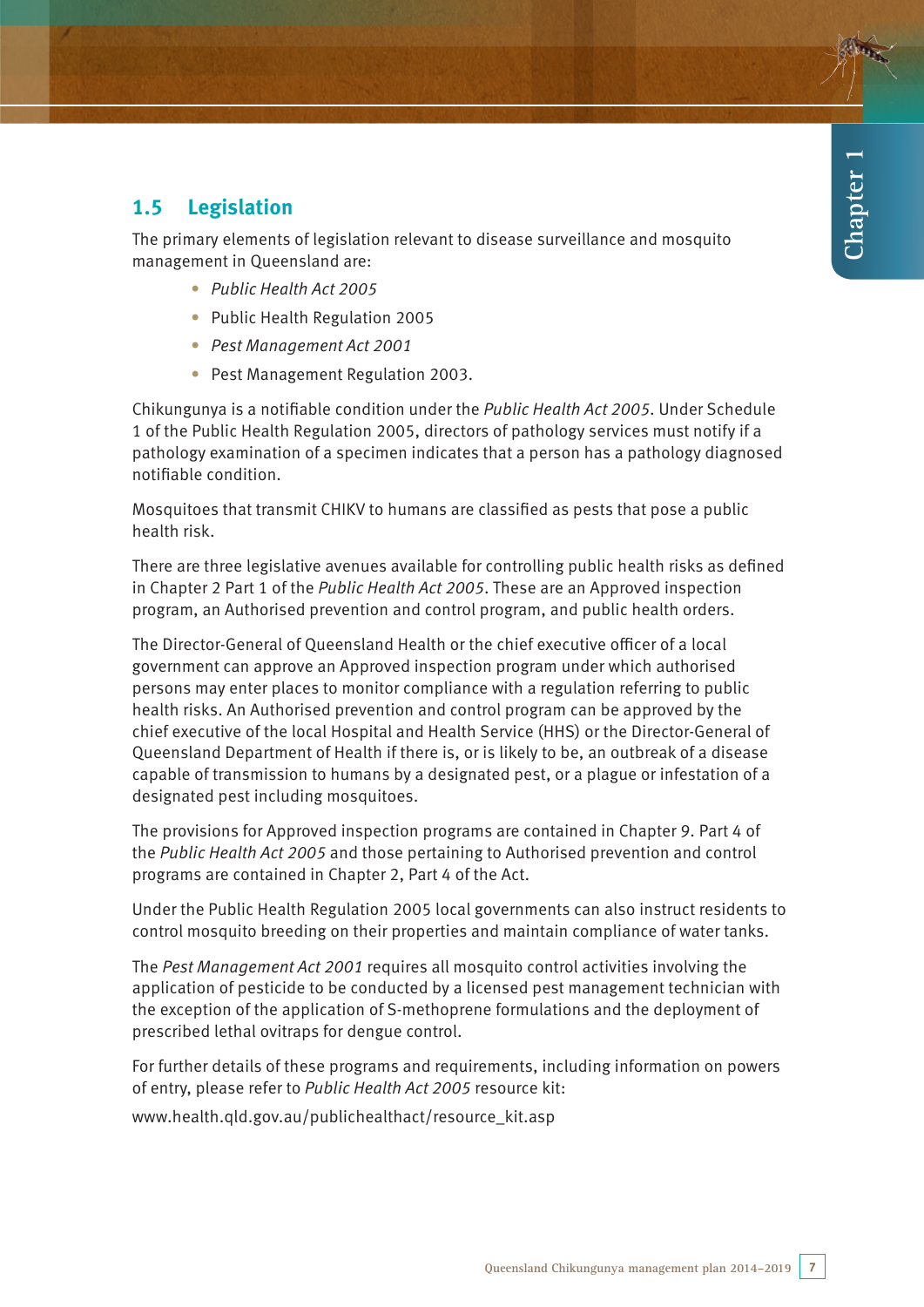## 1.5 Legislation

The primary elements of legislation relevant to disease surveillance and mosquito management in Queensland are:

- *Public Health Act 2005*
- Public Health Regulation 2005
- *Pest Management Act 2001*
- Pest Management Regulation 2003.

Chikungunya is a notifiable condition under the *Public Health Act 2005*. Under Schedule 1 of the Public Health Regulation 2005, directors of pathology services must notify if a pathology examination of a specimen indicates that a person has a pathology diagnosed notifiable condition.

Mosquitoes that transmit CHIKV to humans are classified as pests that pose a public health risk.

There are three legislative avenues available for controlling public health risks as defined in Chapter 2 Part 1 of the *Public Health Act 2005*. These are an Approved inspection program, an Authorised prevention and control program, and public health orders.

The Director-General of Queensland Health or the chief executive officer of a local government can approve an Approved inspection program under which authorised persons may enter places to monitor compliance with a regulation referring to public health risks. An Authorised prevention and control program can be approved by the chief executive of the local Hospital and Health Service (HHS) or the Director-General of Queensland Department of Health if there is, or is likely to be, an outbreak of a disease capable of transmission to humans by a designated pest, or a plague or infestation of a designated pest including mosquitoes.

The provisions for Approved inspection programs are contained in Chapter 9. Part 4 of the *Public Health Act 2005* and those pertaining to Authorised prevention and control programs are contained in Chapter 2, Part 4 of the Act.

Under the Public Health Regulation 2005 local governments can also instruct residents to control mosquito breeding on their properties and maintain compliance of water tanks.

The *Pest Management Act 2001* requires all mosquito control activities involving the application of pesticide to be conducted by a licensed pest management technician with the exception of the application of S-methoprene formulations and the deployment of prescribed lethal ovitraps for dengue control.

For further details of these programs and requirements, including information on powers of entry, please refer to *Public Health Act 2005* resource kit:

www.health.qld.gov.au/publichealthact/resource_kit.asp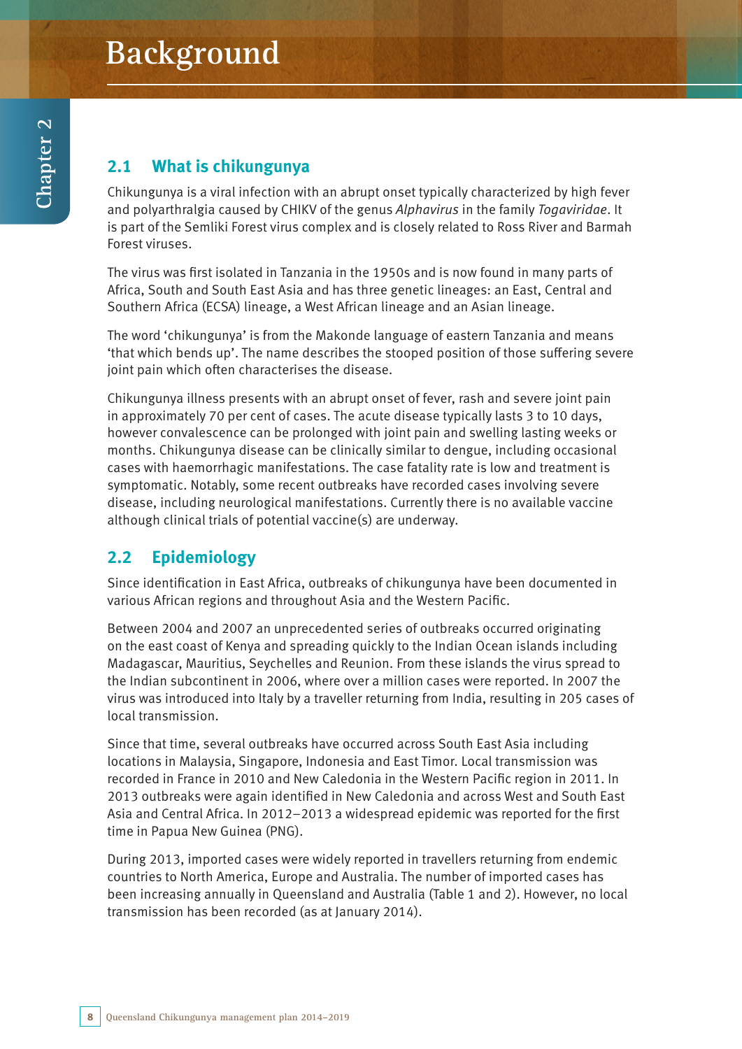# Background

## 2.1 What is chikungunya

Chikungunya is a viral infection with an abrupt onset typically characterized by high fever and polyarthralgia caused by CHIKV of the genus *Alphavirus* in the family *Togaviridae*. It is part of the Semliki Forest virus complex and is closely related to Ross River and Barmah Forest viruses.

The virus was first isolated in Tanzania in the 1950s and is now found in many parts of Africa, South and South East Asia and has three genetic lineages: an East, Central and Southern Africa (ECSA) lineage, a West African lineage and an Asian lineage.

The word 'chikungunya' is from the Makonde language of eastern Tanzania and means 'that which bends up'. The name describes the stooped position of those suffering severe joint pain which often characterises the disease.

Chikungunya illness presents with an abrupt onset of fever, rash and severe joint pain in approximately 70 per cent of cases. The acute disease typically lasts 3 to 10 days, however convalescence can be prolonged with joint pain and swelling lasting weeks or months. Chikungunya disease can be clinically similar to dengue, including occasional cases with haemorrhagic manifestations. The case fatality rate is low and treatment is symptomatic. Notably, some recent outbreaks have recorded cases involving severe disease, including neurological manifestations. Currently there is no available vaccine although clinical trials of potential vaccine(s) are underway.

## 2.2 Epidemiology

Since identification in East Africa, outbreaks of chikungunya have been documented in various African regions and throughout Asia and the Western Pacific.

Between 2004 and 2007 an unprecedented series of outbreaks occurred originating on the east coast of Kenya and spreading quickly to the Indian Ocean islands including Madagascar, Mauritius, Seychelles and Reunion. From these islands the virus spread to the Indian subcontinent in 2006, where over a million cases were reported. In 2007 the virus was introduced into Italy by a traveller returning from India, resulting in 205 cases of local transmission.

Since that time, several outbreaks have occurred across South East Asia including locations in Malaysia, Singapore, Indonesia and East Timor. Local transmission was recorded in France in 2010 and New Caledonia in the Western Pacific region in 2011. In 2013 outbreaks were again identified in New Caledonia and across West and South East Asia and Central Africa. In 2012–2013 a widespread epidemic was reported for the first time in Papua New Guinea (PNG).

During 2013, imported cases were widely reported in travellers returning from endemic countries to North America, Europe and Australia. The number of imported cases has been increasing annually in Queensland and Australia (Table 1 and 2). However, no local transmission has been recorded (as at January 2014).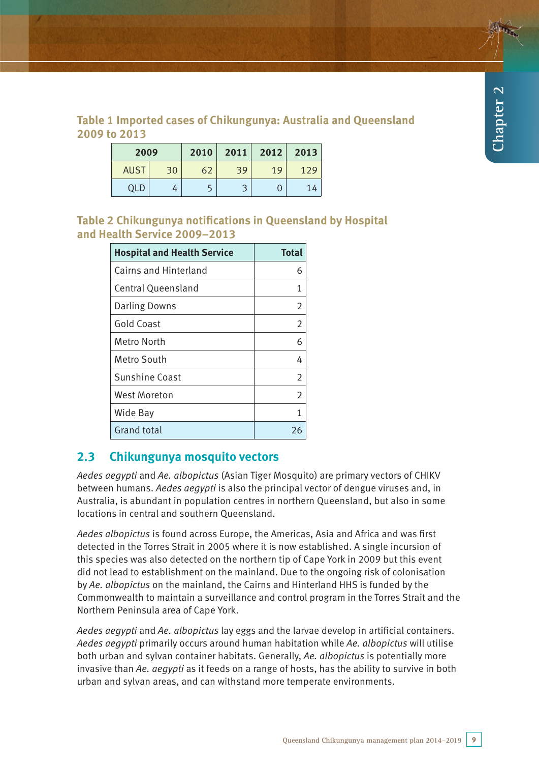**Table 1 Imported cases of Chikungunya: Australia and Queensland 2009 to 2013**

| | 2009 | 2010 | 2011 | 2012 | 2013 |
|---|---|---|---|---|---|
| AUST | 30 | 62 | 39 | 19 | 129 |
| QLD | 4 | 5 | 3 | 0 | 14 |

**Table 2 Chikungunya notifications in Queensland by Hospital and Health Service 2009–2013**

| Hospital and Health Service | Total |
|---|---|
| Cairns and Hinterland | 6 |
| Central Queensland | 1 |
| Darling Downs | 2 |
| Gold Coast | 2 |
| Metro North | 6 |
| Metro South | 4 |
| Sunshine Coast | 2 |
| West Moreton | 2 |
| Wide Bay | 1 |
| Grand total | 26 |

## 2.3 Chikungunya mosquito vectors

*Aedes aegypti* and *Ae. albopictus* (Asian Tiger Mosquito) are primary vectors of CHIKV between humans. *Aedes aegypti* is also the principal vector of dengue viruses and, in Australia, is abundant in population centres in northern Queensland, but also in some locations in central and southern Queensland.

*Aedes albopictus* is found across Europe, the Americas, Asia and Africa and was first detected in the Torres Strait in 2005 where it is now established. A single incursion of this species was also detected on the northern tip of Cape York in 2009 but this event did not lead to establishment on the mainland. Due to the ongoing risk of colonisation by *Ae. albopictus* on the mainland, the Cairns and Hinterland HHS is funded by the Commonwealth to maintain a surveillance and control program in the Torres Strait and the Northern Peninsula area of Cape York.

*Aedes aegypti* and *Ae. albopictus* lay eggs and the larvae develop in artificial containers. *Aedes aegypti* primarily occurs around human habitation while *Ae. albopictus* will utilise both urban and sylvan container habitats. Generally, *Ae. albopictus* is potentially more invasive than *Ae. aegypti* as it feeds on a range of hosts, has the ability to survive in both urban and sylvan areas, and can withstand more temperate environments.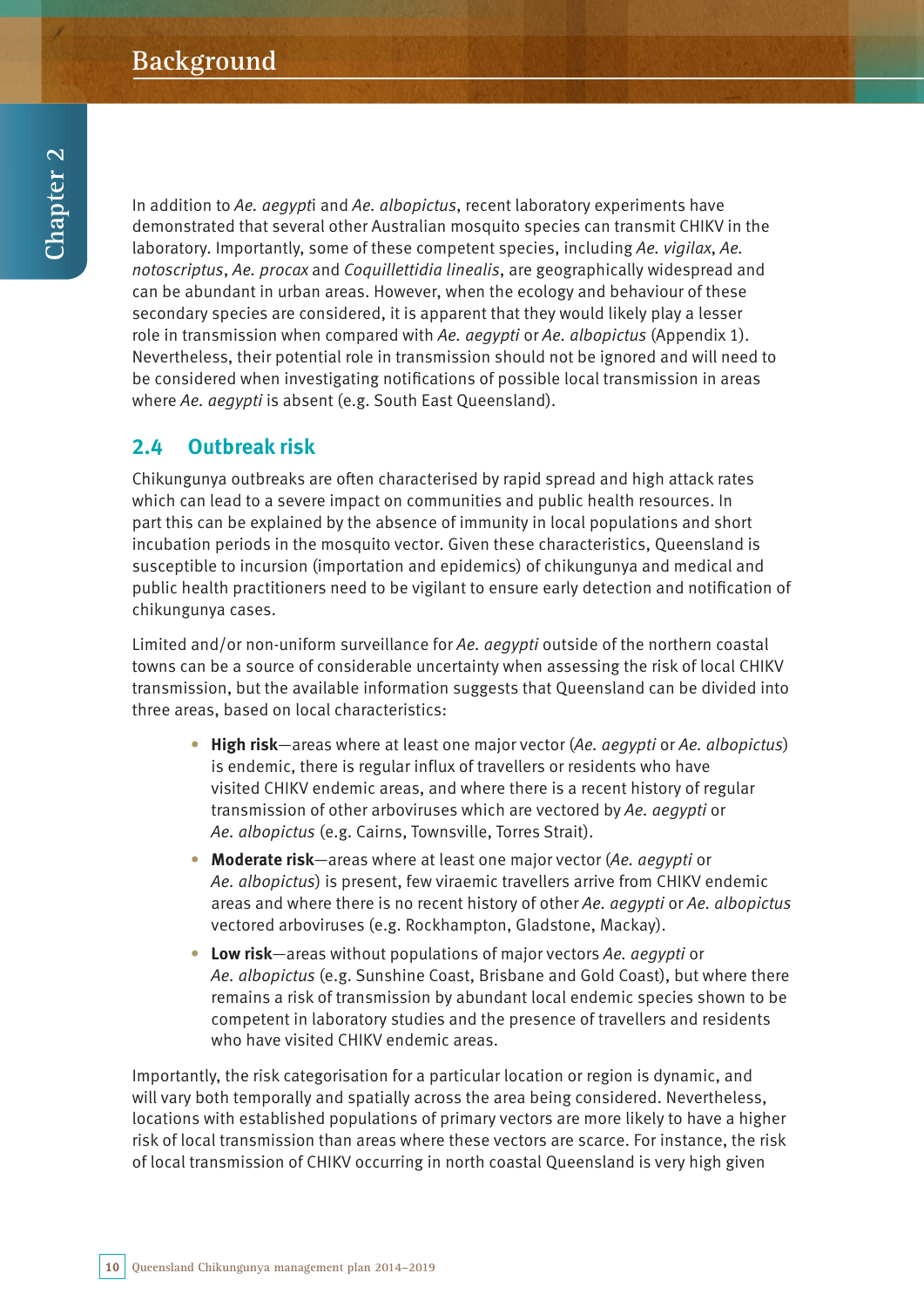In addition to *Ae. aegypti* and *Ae. albopictus*, recent laboratory experiments have demonstrated that several other Australian mosquito species can transmit CHIKV in the laboratory. Importantly, some of these competent species, including *Ae. vigilax*, *Ae. notoscriptus*, *Ae. procax* and *Coquillettidia linealis*, are geographically widespread and can be abundant in urban areas. However, when the ecology and behaviour of these secondary species are considered, it is apparent that they would likely play a lesser role in transmission when compared with *Ae. aegypti* or *Ae. albopictus* (Appendix 1). Nevertheless, their potential role in transmission should not be ignored and will need to be considered when investigating notifications of possible local transmission in areas where *Ae. aegypti* is absent (e.g. South East Queensland).

## 2.4 Outbreak risk

Chikungunya outbreaks are often characterised by rapid spread and high attack rates which can lead to a severe impact on communities and public health resources. In part this can be explained by the absence of immunity in local populations and short incubation periods in the mosquito vector. Given these characteristics, Queensland is susceptible to incursion (importation and epidemics) of chikungunya and medical and public health practitioners need to be vigilant to ensure early detection and notification of chikungunya cases.

Limited and/or non-uniform surveillance for *Ae. aegypti* outside of the northern coastal towns can be a source of considerable uncertainty when assessing the risk of local CHIKV transmission, but the available information suggests that Queensland can be divided into three areas, based on local characteristics:

- **High risk**—areas where at least one major vector (*Ae. aegypti* or *Ae. albopictus*) is endemic, there is regular influx of travellers or residents who have visited CHIKV endemic areas, and where there is a recent history of regular transmission of other arboviruses which are vectored by *Ae. aegypti* or *Ae. albopictus* (e.g. Cairns, Townsville, Torres Strait).
- **Moderate risk**—areas where at least one major vector (*Ae. aegypti* or *Ae. albopictus*) is present, few viraemic travellers arrive from CHIKV endemic areas and where there is no recent history of other *Ae. aegypti* or *Ae. albopictus* vectored arboviruses (e.g. Rockhampton, Gladstone, Mackay).
- **Low risk**—areas without populations of major vectors *Ae. aegypti* or *Ae. albopictus* (e.g. Sunshine Coast, Brisbane and Gold Coast), but where there remains a risk of transmission by abundant local endemic species shown to be competent in laboratory studies and the presence of travellers and residents who have visited CHIKV endemic areas.

Importantly, the risk categorisation for a particular location or region is dynamic, and will vary both temporally and spatially across the area being considered. Nevertheless, locations with established populations of primary vectors are more likely to have a higher risk of local transmission than areas where these vectors are scarce. For instance, the risk of local transmission of CHIKV occurring in north coastal Queensland is very high given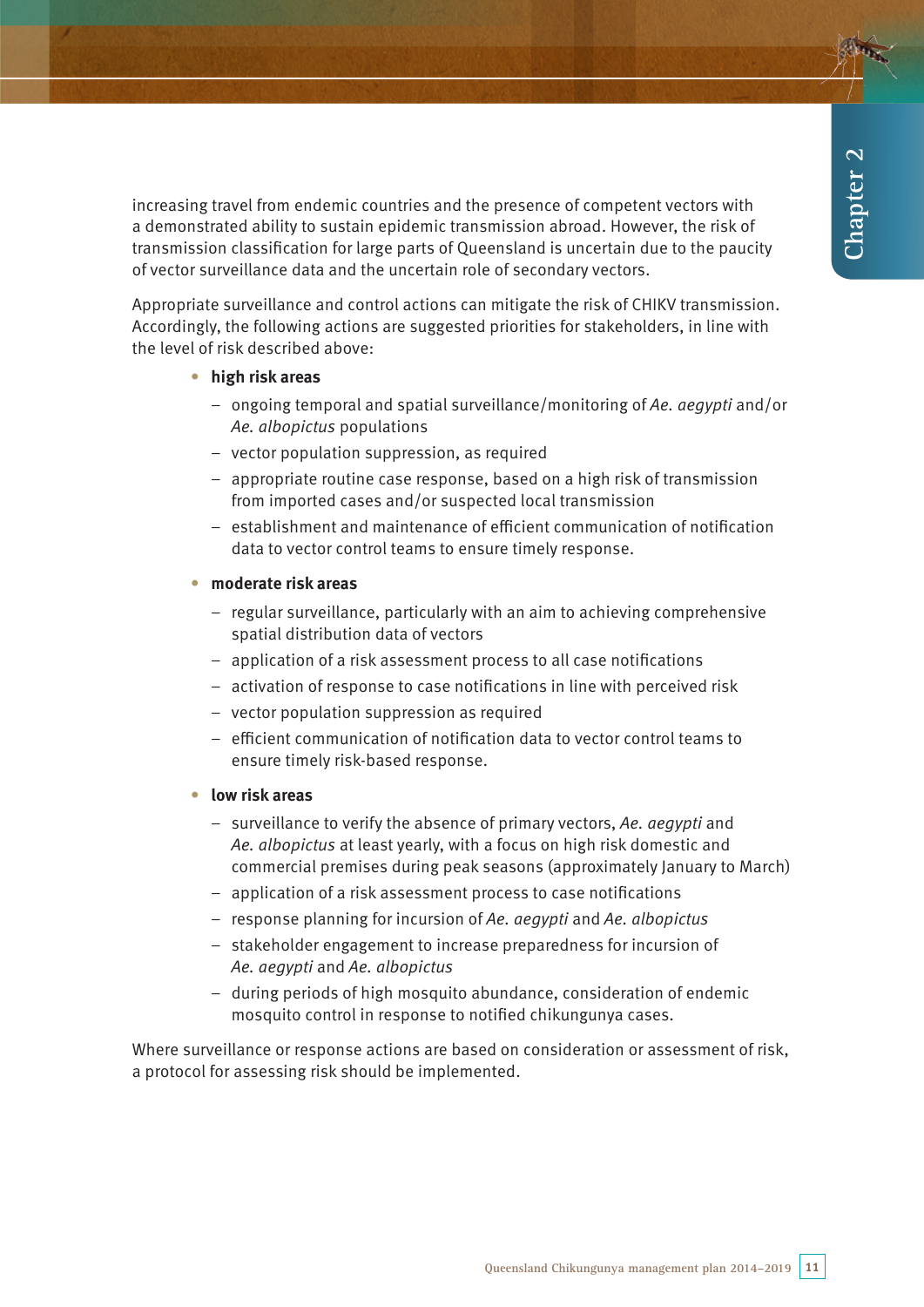increasing travel from endemic countries and the presence of competent vectors with a demonstrated ability to sustain epidemic transmission abroad. However, the risk of transmission classification for large parts of Queensland is uncertain due to the paucity of vector surveillance data and the uncertain role of secondary vectors.

Appropriate surveillance and control actions can mitigate the risk of CHIKV transmission. Accordingly, the following actions are suggested priorities for stakeholders, in line with the level of risk described above:

- **high risk areas**
  - ongoing temporal and spatial surveillance/monitoring of *Ae. aegypti* and/or *Ae. albopictus* populations
  - vector population suppression, as required
  - appropriate routine case response, based on a high risk of transmission from imported cases and/or suspected local transmission
  - establishment and maintenance of efficient communication of notification data to vector control teams to ensure timely response.
- **moderate risk areas**
  - regular surveillance, particularly with an aim to achieving comprehensive spatial distribution data of vectors
  - application of a risk assessment process to all case notifications
  - activation of response to case notifications in line with perceived risk
  - vector population suppression as required
  - efficient communication of notification data to vector control teams to ensure timely risk-based response.
- **low risk areas**
  - surveillance to verify the absence of primary vectors, *Ae. aegypti* and *Ae. albopictus* at least yearly, with a focus on high risk domestic and commercial premises during peak seasons (approximately January to March)
  - application of a risk assessment process to case notifications
  - response planning for incursion of *Ae. aegypti* and *Ae. albopictus*
  - stakeholder engagement to increase preparedness for incursion of *Ae. aegypti* and *Ae. albopictus*
  - during periods of high mosquito abundance, consideration of endemic mosquito control in response to notified chikungunya cases.

Where surveillance or response actions are based on consideration or assessment of risk, a protocol for assessing risk should be implemented.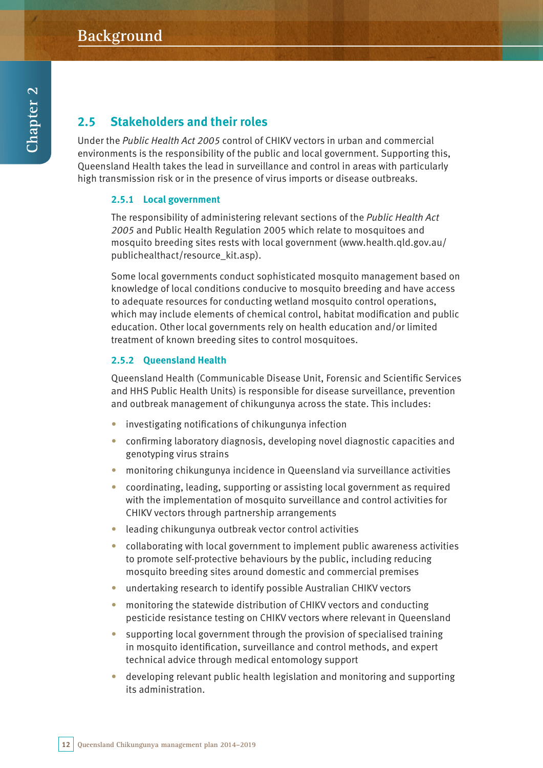## 2.5 Stakeholders and their roles

Under the *Public Health Act 2005* control of CHIKV vectors in urban and commercial environments is the responsibility of the public and local government. Supporting this, Queensland Health takes the lead in surveillance and control in areas with particularly high transmission risk or in the presence of virus imports or disease outbreaks.

### 2.5.1 Local government

The responsibility of administering relevant sections of the *Public Health Act 2005* and Public Health Regulation 2005 which relate to mosquitoes and mosquito breeding sites rests with local government (www.health.qld.gov.au/publichealthact/resource_kit.asp).

Some local governments conduct sophisticated mosquito management based on knowledge of local conditions conducive to mosquito breeding and have access to adequate resources for conducting wetland mosquito control operations, which may include elements of chemical control, habitat modification and public education. Other local governments rely on health education and/or limited treatment of known breeding sites to control mosquitoes.

### 2.5.2 Queensland Health

Queensland Health (Communicable Disease Unit, Forensic and Scientific Services and HHS Public Health Units) is responsible for disease surveillance, prevention and outbreak management of chikungunya across the state. This includes:

- investigating notifications of chikungunya infection
- confirming laboratory diagnosis, developing novel diagnostic capacities and genotyping virus strains
- monitoring chikungunya incidence in Queensland via surveillance activities
- coordinating, leading, supporting or assisting local government as required with the implementation of mosquito surveillance and control activities for CHIKV vectors through partnership arrangements
- leading chikungunya outbreak vector control activities
- collaborating with local government to implement public awareness activities to promote self-protective behaviours by the public, including reducing mosquito breeding sites around domestic and commercial premises
- undertaking research to identify possible Australian CHIKV vectors
- monitoring the statewide distribution of CHIKV vectors and conducting pesticide resistance testing on CHIKV vectors where relevant in Queensland
- supporting local government through the provision of specialised training in mosquito identification, surveillance and control methods, and expert technical advice through medical entomology support
- developing relevant public health legislation and monitoring and supporting its administration.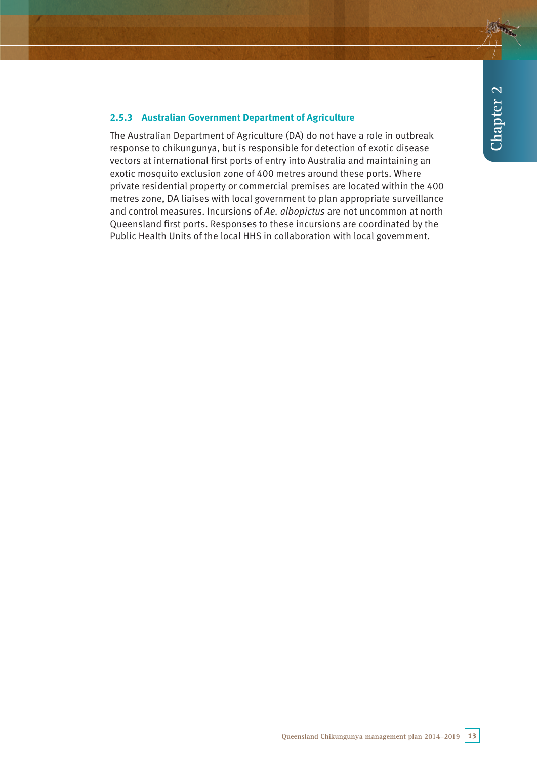### 2.5.3 Australian Government Department of Agriculture

The Australian Department of Agriculture (DA) do not have a role in outbreak response to chikungunya, but is responsible for detection of exotic disease vectors at international first ports of entry into Australia and maintaining an exotic mosquito exclusion zone of 400 metres around these ports. Where private residential property or commercial premises are located within the 400 metres zone, DA liaises with local government to plan appropriate surveillance and control measures. Incursions of *Ae. albopictus* are not uncommon at north Queensland first ports. Responses to these incursions are coordinated by the Public Health Units of the local HHS in collaboration with local government.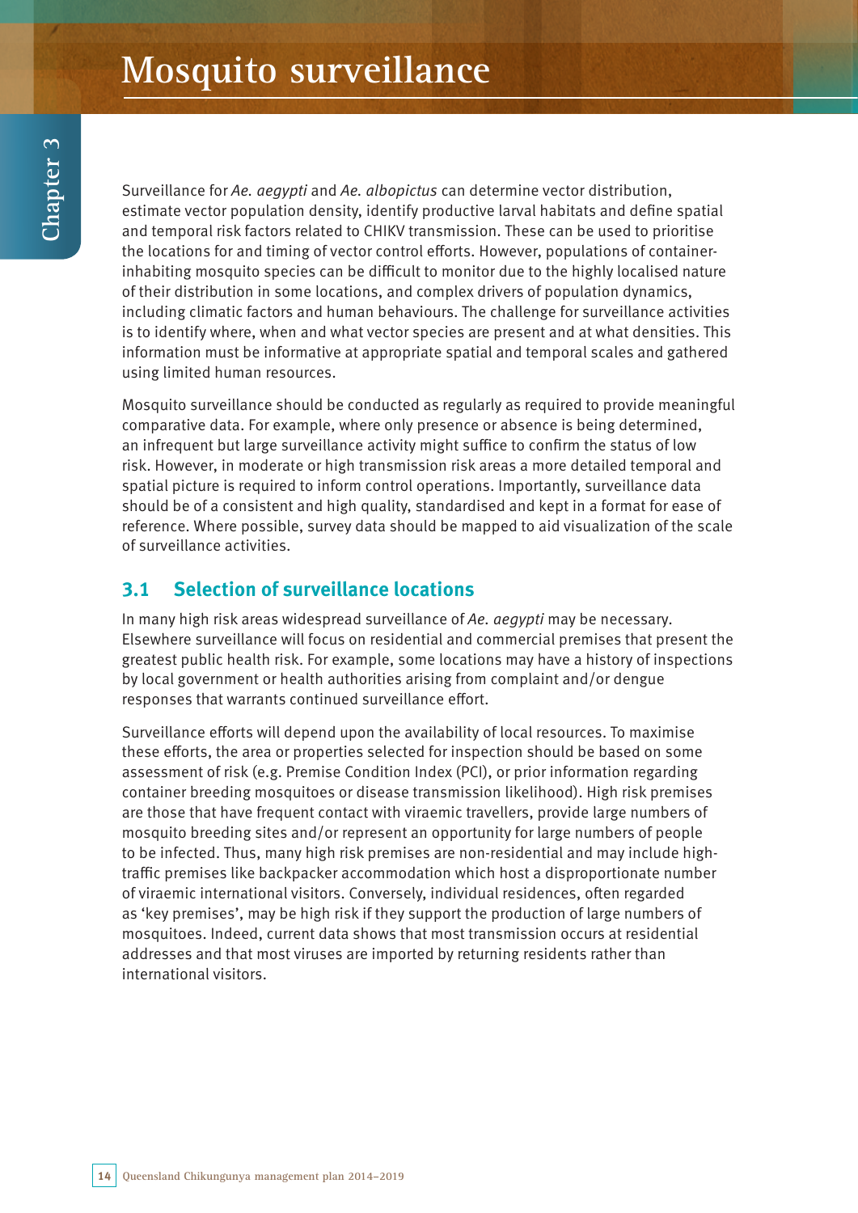# Mosquito surveillance

Surveillance for *Ae. aegypti* and *Ae. albopictus* can determine vector distribution, estimate vector population density, identify productive larval habitats and define spatial and temporal risk factors related to CHIKV transmission. These can be used to prioritise the locations for and timing of vector control efforts. However, populations of container-inhabiting mosquito species can be difficult to monitor due to the highly localised nature of their distribution in some locations, and complex drivers of population dynamics, including climatic factors and human behaviours. The challenge for surveillance activities is to identify where, when and what vector species are present and at what densities. This information must be informative at appropriate spatial and temporal scales and gathered using limited human resources.

Mosquito surveillance should be conducted as regularly as required to provide meaningful comparative data. For example, where only presence or absence is being determined, an infrequent but large surveillance activity might suffice to confirm the status of low risk. However, in moderate or high transmission risk areas a more detailed temporal and spatial picture is required to inform control operations. Importantly, surveillance data should be of a consistent and high quality, standardised and kept in a format for ease of reference. Where possible, survey data should be mapped to aid visualization of the scale of surveillance activities.

## 3.1 Selection of surveillance locations

In many high risk areas widespread surveillance of *Ae. aegypti* may be necessary. Elsewhere surveillance will focus on residential and commercial premises that present the greatest public health risk. For example, some locations may have a history of inspections by local government or health authorities arising from complaint and/or dengue responses that warrants continued surveillance effort.

Surveillance efforts will depend upon the availability of local resources. To maximise these efforts, the area or properties selected for inspection should be based on some assessment of risk (e.g. Premise Condition Index (PCI), or prior information regarding container breeding mosquitoes or disease transmission likelihood). High risk premises are those that have frequent contact with viraemic travellers, provide large numbers of mosquito breeding sites and/or represent an opportunity for large numbers of people to be infected. Thus, many high risk premises are non-residential and may include high-traffic premises like backpacker accommodation which host a disproportionate number of viraemic international visitors. Conversely, individual residences, often regarded as 'key premises', may be high risk if they support the production of large numbers of mosquitoes. Indeed, current data shows that most transmission occurs at residential addresses and that most viruses are imported by returning residents rather than international visitors.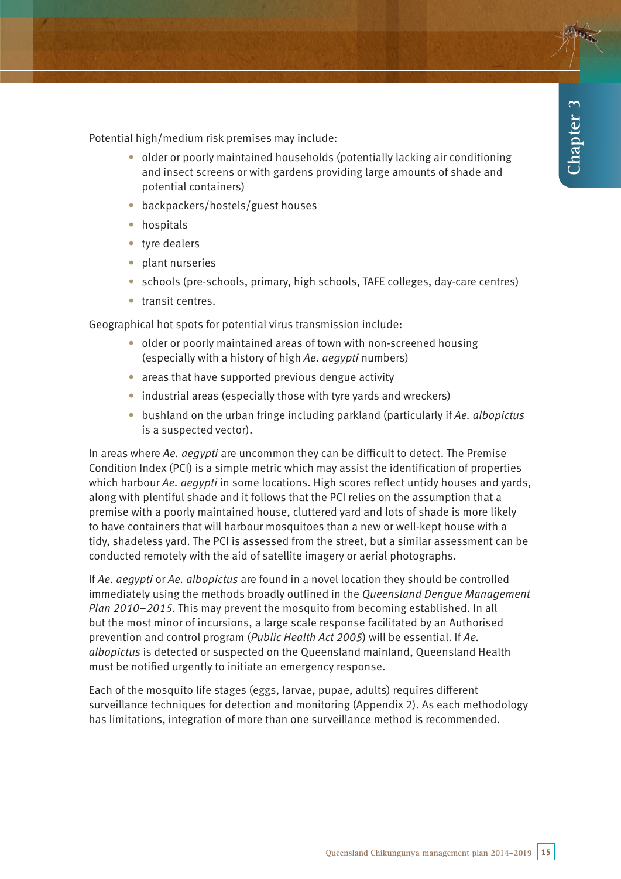Potential high/medium risk premises may include:

- older or poorly maintained households (potentially lacking air conditioning and insect screens or with gardens providing large amounts of shade and potential containers)
- backpackers/hostels/guest houses
- hospitals
- tyre dealers
- plant nurseries
- schools (pre-schools, primary, high schools, TAFE colleges, day-care centres)
- transit centres.

Geographical hot spots for potential virus transmission include:

- older or poorly maintained areas of town with non-screened housing (especially with a history of high *Ae. aegypti* numbers)
- areas that have supported previous dengue activity
- industrial areas (especially those with tyre yards and wreckers)
- bushland on the urban fringe including parkland (particularly if *Ae. albopictus* is a suspected vector).

In areas where *Ae. aegypti* are uncommon they can be difficult to detect. The Premise Condition Index (PCI) is a simple metric which may assist the identification of properties which harbour *Ae. aegypti* in some locations. High scores reflect untidy houses and yards, along with plentiful shade and it follows that the PCI relies on the assumption that a premise with a poorly maintained house, cluttered yard and lots of shade is more likely to have containers that will harbour mosquitoes than a new or well-kept house with a tidy, shadeless yard. The PCI is assessed from the street, but a similar assessment can be conducted remotely with the aid of satellite imagery or aerial photographs.

If *Ae. aegypti* or *Ae. albopictus* are found in a novel location they should be controlled immediately using the methods broadly outlined in the *Queensland Dengue Management Plan 2010–2015*. This may prevent the mosquito from becoming established. In all but the most minor of incursions, a large scale response facilitated by an Authorised prevention and control program (*Public Health Act 2005*) will be essential. If *Ae. albopictus* is detected or suspected on the Queensland mainland, Queensland Health must be notified urgently to initiate an emergency response.

Each of the mosquito life stages (eggs, larvae, pupae, adults) requires different surveillance techniques for detection and monitoring (Appendix 2). As each methodology has limitations, integration of more than one surveillance method is recommended.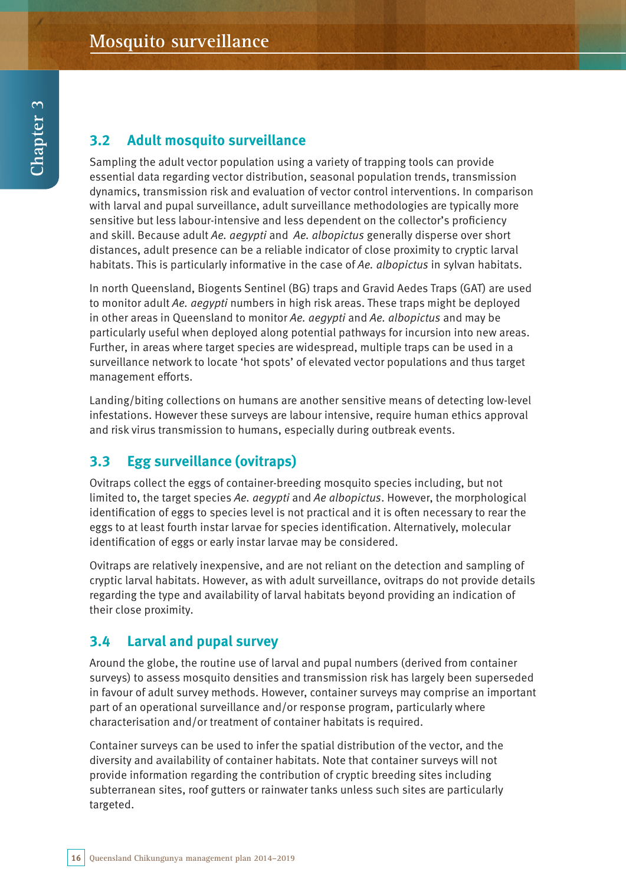## 3.2 Adult mosquito surveillance

Sampling the adult vector population using a variety of trapping tools can provide essential data regarding vector distribution, seasonal population trends, transmission dynamics, transmission risk and evaluation of vector control interventions. In comparison with larval and pupal surveillance, adult surveillance methodologies are typically more sensitive but less labour-intensive and less dependent on the collector's proficiency and skill. Because adult *Ae. aegypti* and *Ae. albopictus* generally disperse over short distances, adult presence can be a reliable indicator of close proximity to cryptic larval habitats. This is particularly informative in the case of *Ae. albopictus* in sylvan habitats.

In north Queensland, Biogents Sentinel (BG) traps and Gravid Aedes Traps (GAT) are used to monitor adult *Ae. aegypti* numbers in high risk areas. These traps might be deployed in other areas in Queensland to monitor *Ae. aegypti* and *Ae. albopictus* and may be particularly useful when deployed along potential pathways for incursion into new areas. Further, in areas where target species are widespread, multiple traps can be used in a surveillance network to locate 'hot spots' of elevated vector populations and thus target management efforts.

Landing/biting collections on humans are another sensitive means of detecting low-level infestations. However these surveys are labour intensive, require human ethics approval and risk virus transmission to humans, especially during outbreak events.

## 3.3 Egg surveillance (ovitraps)

Ovitraps collect the eggs of container-breeding mosquito species including, but not limited to, the target species *Ae. aegypti* and *Ae albopictus*. However, the morphological identification of eggs to species level is not practical and it is often necessary to rear the eggs to at least fourth instar larvae for species identification. Alternatively, molecular identification of eggs or early instar larvae may be considered.

Ovitraps are relatively inexpensive, and are not reliant on the detection and sampling of cryptic larval habitats. However, as with adult surveillance, ovitraps do not provide details regarding the type and availability of larval habitats beyond providing an indication of their close proximity.

## 3.4 Larval and pupal survey

Around the globe, the routine use of larval and pupal numbers (derived from container surveys) to assess mosquito densities and transmission risk has largely been superseded in favour of adult survey methods. However, container surveys may comprise an important part of an operational surveillance and/or response program, particularly where characterisation and/or treatment of container habitats is required.

Container surveys can be used to infer the spatial distribution of the vector, and the diversity and availability of container habitats. Note that container surveys will not provide information regarding the contribution of cryptic breeding sites including subterranean sites, roof gutters or rainwater tanks unless such sites are particularly targeted.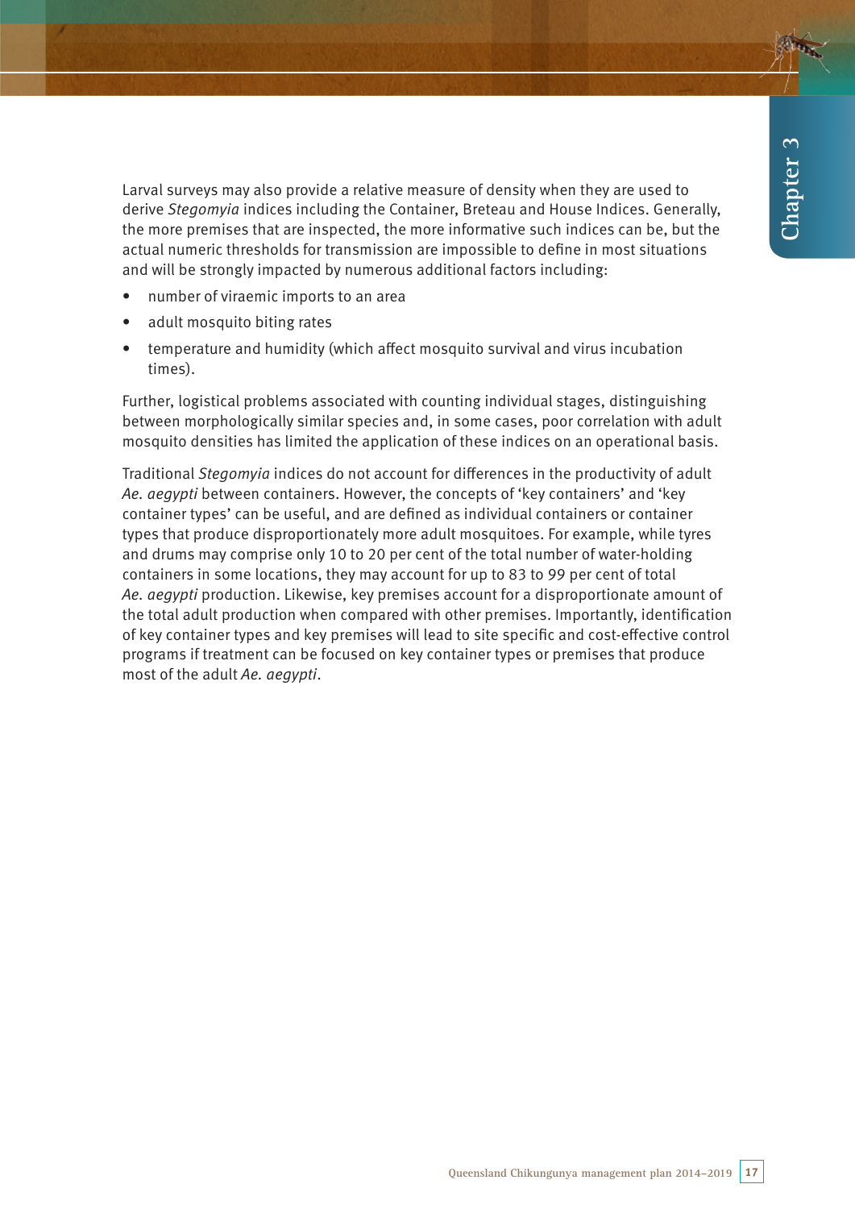Larval surveys may also provide a relative measure of density when they are used to derive *Stegomyia* indices including the Container, Breteau and House Indices. Generally, the more premises that are inspected, the more informative such indices can be, but the actual numeric thresholds for transmission are impossible to define in most situations and will be strongly impacted by numerous additional factors including:

- number of viraemic imports to an area
- adult mosquito biting rates
- temperature and humidity (which affect mosquito survival and virus incubation times).

Further, logistical problems associated with counting individual stages, distinguishing between morphologically similar species and, in some cases, poor correlation with adult mosquito densities has limited the application of these indices on an operational basis.

Traditional *Stegomyia* indices do not account for differences in the productivity of adult *Ae. aegypti* between containers. However, the concepts of 'key containers' and 'key container types' can be useful, and are defined as individual containers or container types that produce disproportionately more adult mosquitoes. For example, while tyres and drums may comprise only 10 to 20 per cent of the total number of water-holding containers in some locations, they may account for up to 83 to 99 per cent of total *Ae. aegypti* production. Likewise, key premises account for a disproportionate amount of the total adult production when compared with other premises. Importantly, identification of key container types and key premises will lead to site specific and cost-effective control programs if treatment can be focused on key container types or premises that produce most of the adult *Ae. aegypti*.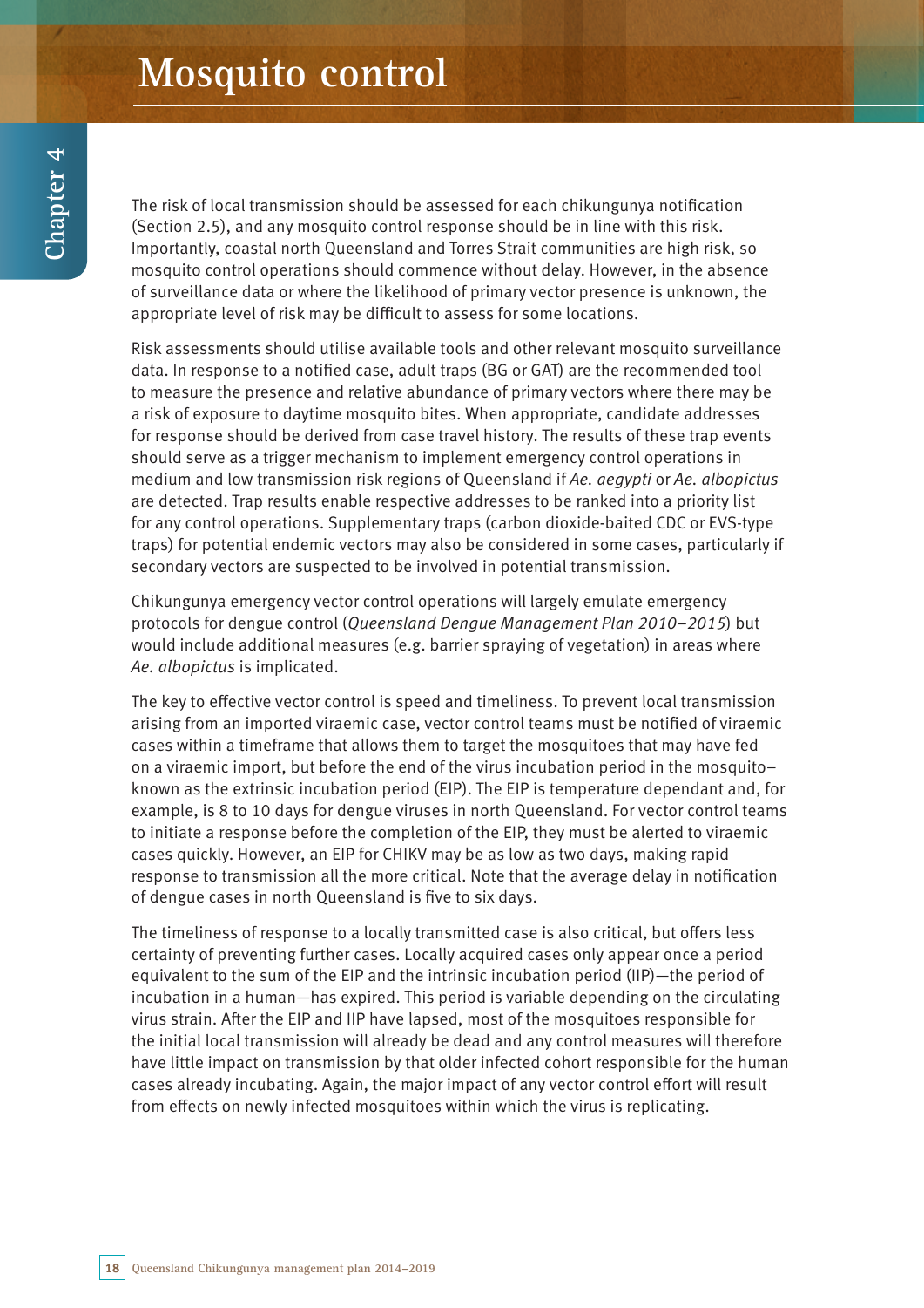# Mosquito control

The risk of local transmission should be assessed for each chikungunya notification (Section 2.5), and any mosquito control response should be in line with this risk. Importantly, coastal north Queensland and Torres Strait communities are high risk, so mosquito control operations should commence without delay. However, in the absence of surveillance data or where the likelihood of primary vector presence is unknown, the appropriate level of risk may be difficult to assess for some locations.

Risk assessments should utilise available tools and other relevant mosquito surveillance data. In response to a notified case, adult traps (BG or GAT) are the recommended tool to measure the presence and relative abundance of primary vectors where there may be a risk of exposure to daytime mosquito bites. When appropriate, candidate addresses for response should be derived from case travel history. The results of these trap events should serve as a trigger mechanism to implement emergency control operations in medium and low transmission risk regions of Queensland if *Ae. aegypti* or *Ae. albopictus* are detected. Trap results enable respective addresses to be ranked into a priority list for any control operations. Supplementary traps (carbon dioxide-baited CDC or EVS-type traps) for potential endemic vectors may also be considered in some cases, particularly if secondary vectors are suspected to be involved in potential transmission.

Chikungunya emergency vector control operations will largely emulate emergency protocols for dengue control (*Queensland Dengue Management Plan 2010–2015*) but would include additional measures (e.g. barrier spraying of vegetation) in areas where *Ae. albopictus* is implicated.

The key to effective vector control is speed and timeliness. To prevent local transmission arising from an imported viraemic case, vector control teams must be notified of viraemic cases within a timeframe that allows them to target the mosquitoes that may have fed on a viraemic import, but before the end of the virus incubation period in the mosquito–known as the extrinsic incubation period (EIP). The EIP is temperature dependant and, for example, is 8 to 10 days for dengue viruses in north Queensland. For vector control teams to initiate a response before the completion of the EIP, they must be alerted to viraemic cases quickly. However, an EIP for CHIKV may be as low as two days, making rapid response to transmission all the more critical. Note that the average delay in notification of dengue cases in north Queensland is five to six days.

The timeliness of response to a locally transmitted case is also critical, but offers less certainty of preventing further cases. Locally acquired cases only appear once a period equivalent to the sum of the EIP and the intrinsic incubation period (IIP)—the period of incubation in a human—has expired. This period is variable depending on the circulating virus strain. After the EIP and IIP have lapsed, most of the mosquitoes responsible for the initial local transmission will already be dead and any control measures will therefore have little impact on transmission by that older infected cohort responsible for the human cases already incubating. Again, the major impact of any vector control effort will result from effects on newly infected mosquitoes within which the virus is replicating.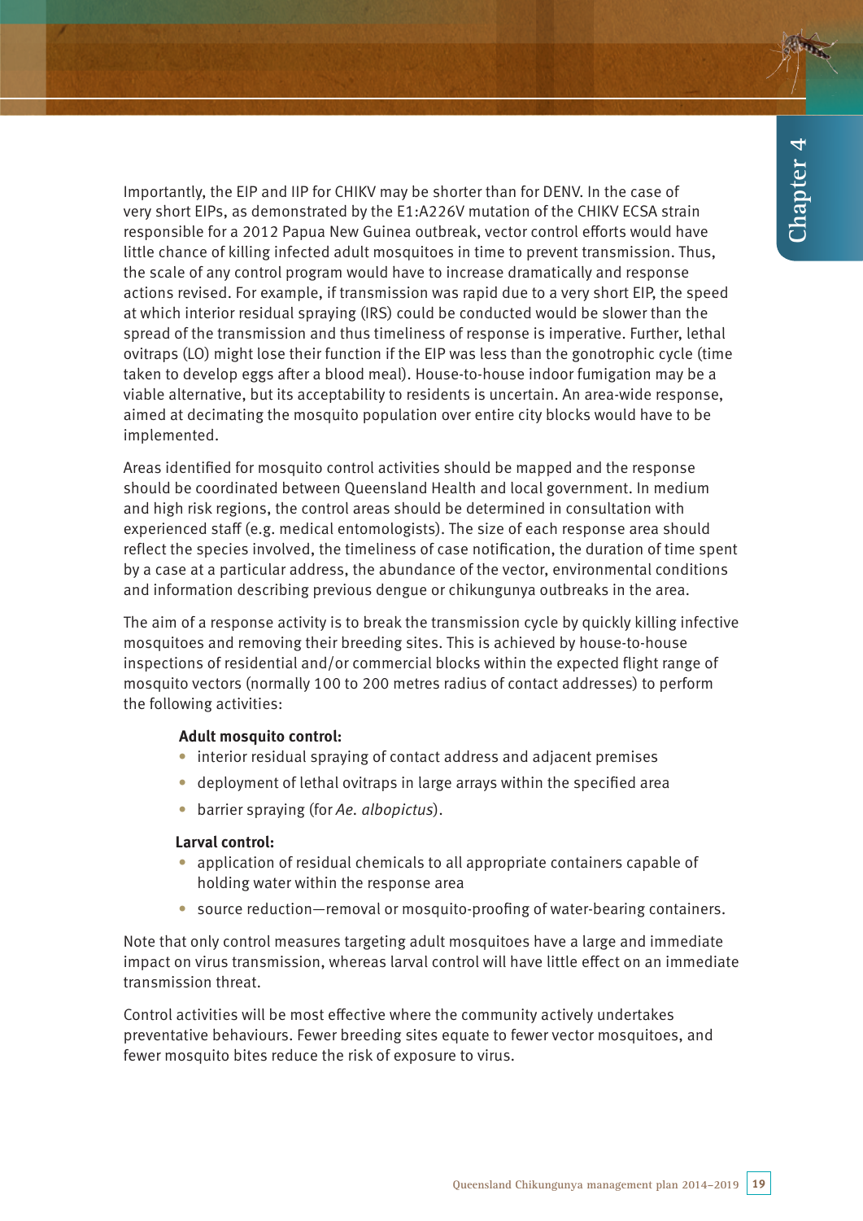Importantly, the EIP and IIP for CHIKV may be shorter than for DENV. In the case of very short EIPs, as demonstrated by the E1:A226V mutation of the CHIKV ECSA strain responsible for a 2012 Papua New Guinea outbreak, vector control efforts would have little chance of killing infected adult mosquitoes in time to prevent transmission. Thus, the scale of any control program would have to increase dramatically and response actions revised. For example, if transmission was rapid due to a very short EIP, the speed at which interior residual spraying (IRS) could be conducted would be slower than the spread of the transmission and thus timeliness of response is imperative. Further, lethal ovitraps (LO) might lose their function if the EIP was less than the gonotrophic cycle (time taken to develop eggs after a blood meal). House-to-house indoor fumigation may be a viable alternative, but its acceptability to residents is uncertain. An area-wide response, aimed at decimating the mosquito population over entire city blocks would have to be implemented.

Areas identified for mosquito control activities should be mapped and the response should be coordinated between Queensland Health and local government. In medium and high risk regions, the control areas should be determined in consultation with experienced staff (e.g. medical entomologists). The size of each response area should reflect the species involved, the timeliness of case notification, the duration of time spent by a case at a particular address, the abundance of the vector, environmental conditions and information describing previous dengue or chikungunya outbreaks in the area.

The aim of a response activity is to break the transmission cycle by quickly killing infective mosquitoes and removing their breeding sites. This is achieved by house-to-house inspections of residential and/or commercial blocks within the expected flight range of mosquito vectors (normally 100 to 200 metres radius of contact addresses) to perform the following activities:

**Adult mosquito control:**

- interior residual spraying of contact address and adjacent premises
- deployment of lethal ovitraps in large arrays within the specified area
- barrier spraying (for *Ae. albopictus*).

**Larval control:**

- application of residual chemicals to all appropriate containers capable of holding water within the response area
- source reduction—removal or mosquito-proofing of water-bearing containers.

Note that only control measures targeting adult mosquitoes have a large and immediate impact on virus transmission, whereas larval control will have little effect on an immediate transmission threat.

Control activities will be most effective where the community actively undertakes preventative behaviours. Fewer breeding sites equate to fewer vector mosquitoes, and fewer mosquito bites reduce the risk of exposure to virus.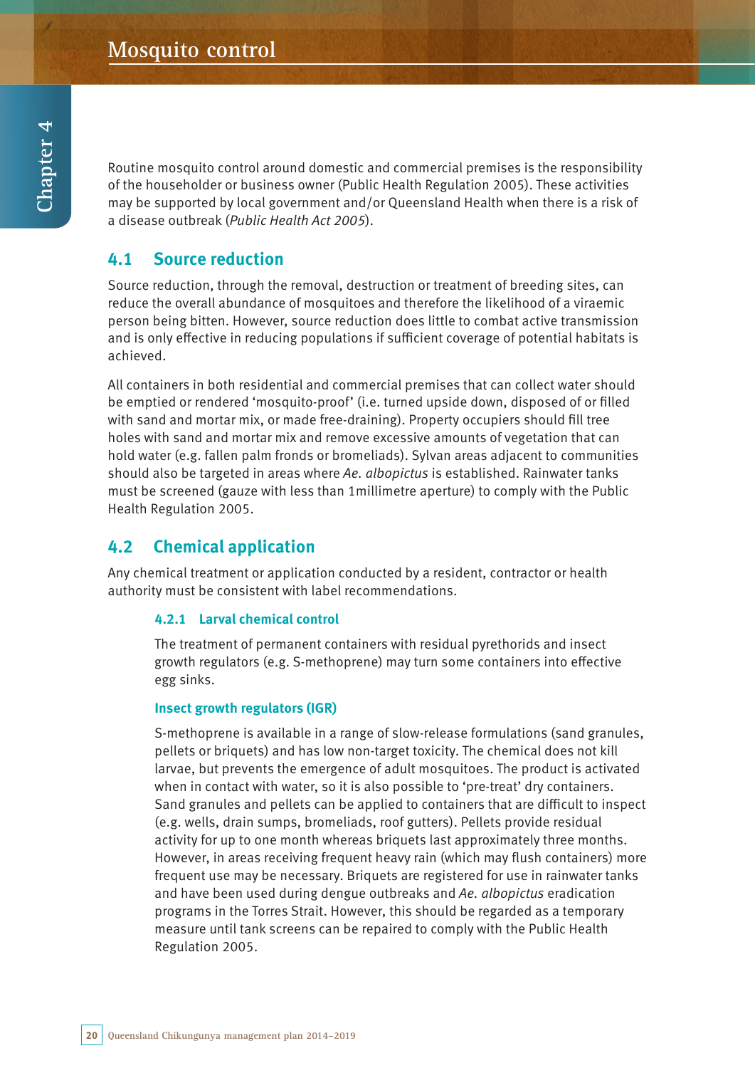# Mosquito control

Routine mosquito control around domestic and commercial premises is the responsibility of the householder or business owner (Public Health Regulation 2005). These activities may be supported by local government and/or Queensland Health when there is a risk of a disease outbreak (*Public Health Act 2005*).

## 4.1 Source reduction

Source reduction, through the removal, destruction or treatment of breeding sites, can reduce the overall abundance of mosquitoes and therefore the likelihood of a viraemic person being bitten. However, source reduction does little to combat active transmission and is only effective in reducing populations if sufficient coverage of potential habitats is achieved.

All containers in both residential and commercial premises that can collect water should be emptied or rendered 'mosquito-proof' (i.e. turned upside down, disposed of or filled with sand and mortar mix, or made free-draining). Property occupiers should fill tree holes with sand and mortar mix and remove excessive amounts of vegetation that can hold water (e.g. fallen palm fronds or bromeliads). Sylvan areas adjacent to communities should also be targeted in areas where *Ae. albopictus* is established. Rainwater tanks must be screened (gauze with less than 1millimetre aperture) to comply with the Public Health Regulation 2005.

## 4.2 Chemical application

Any chemical treatment or application conducted by a resident, contractor or health authority must be consistent with label recommendations.

### 4.2.1 Larval chemical control

The treatment of permanent containers with residual pyrethorids and insect growth regulators (e.g. S-methoprene) may turn some containers into effective egg sinks.

#### Insect growth regulators (IGR)

S-methoprene is available in a range of slow-release formulations (sand granules, pellets or briquets) and has low non-target toxicity. The chemical does not kill larvae, but prevents the emergence of adult mosquitoes. The product is activated when in contact with water, so it is also possible to 'pre-treat' dry containers. Sand granules and pellets can be applied to containers that are difficult to inspect (e.g. wells, drain sumps, bromeliads, roof gutters). Pellets provide residual activity for up to one month whereas briquets last approximately three months. However, in areas receiving frequent heavy rain (which may flush containers) more frequent use may be necessary. Briquets are registered for use in rainwater tanks and have been used during dengue outbreaks and *Ae. albopictus* eradication programs in the Torres Strait. However, this should be regarded as a temporary measure until tank screens can be repaired to comply with the Public Health Regulation 2005.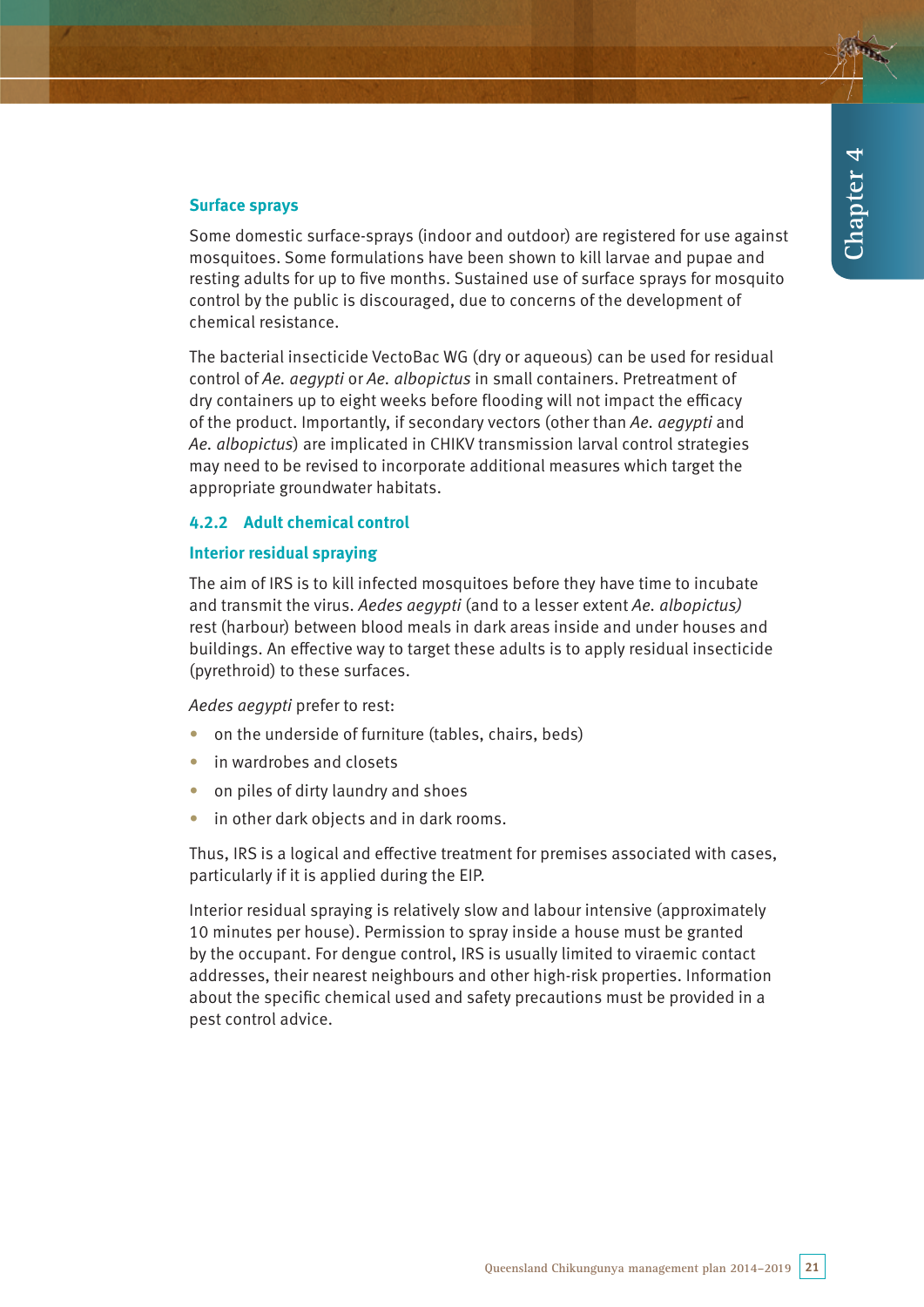### Surface sprays

Some domestic surface-sprays (indoor and outdoor) are registered for use against mosquitoes. Some formulations have been shown to kill larvae and pupae and resting adults for up to five months. Sustained use of surface sprays for mosquito control by the public is discouraged, due to concerns of the development of chemical resistance.

The bacterial insecticide VectoBac WG (dry or aqueous) can be used for residual control of *Ae. aegypti* or *Ae. albopictus* in small containers. Pretreatment of dry containers up to eight weeks before flooding will not impact the efficacy of the product. Importantly, if secondary vectors (other than *Ae. aegypti* and *Ae. albopictus*) are implicated in CHIKV transmission larval control strategies may need to be revised to incorporate additional measures which target the appropriate groundwater habitats.

## 4.2.2 Adult chemical control

### Interior residual spraying

The aim of IRS is to kill infected mosquitoes before they have time to incubate and transmit the virus. *Aedes aegypti* (and to a lesser extent *Ae. albopictus)* rest (harbour) between blood meals in dark areas inside and under houses and buildings. An effective way to target these adults is to apply residual insecticide (pyrethroid) to these surfaces.

*Aedes aegypti* prefer to rest:

- on the underside of furniture (tables, chairs, beds)
- in wardrobes and closets
- on piles of dirty laundry and shoes
- in other dark objects and in dark rooms.

Thus, IRS is a logical and effective treatment for premises associated with cases, particularly if it is applied during the EIP.

Interior residual spraying is relatively slow and labour intensive (approximately 10 minutes per house). Permission to spray inside a house must be granted by the occupant. For dengue control, IRS is usually limited to viraemic contact addresses, their nearest neighbours and other high-risk properties. Information about the specific chemical used and safety precautions must be provided in a pest control advice.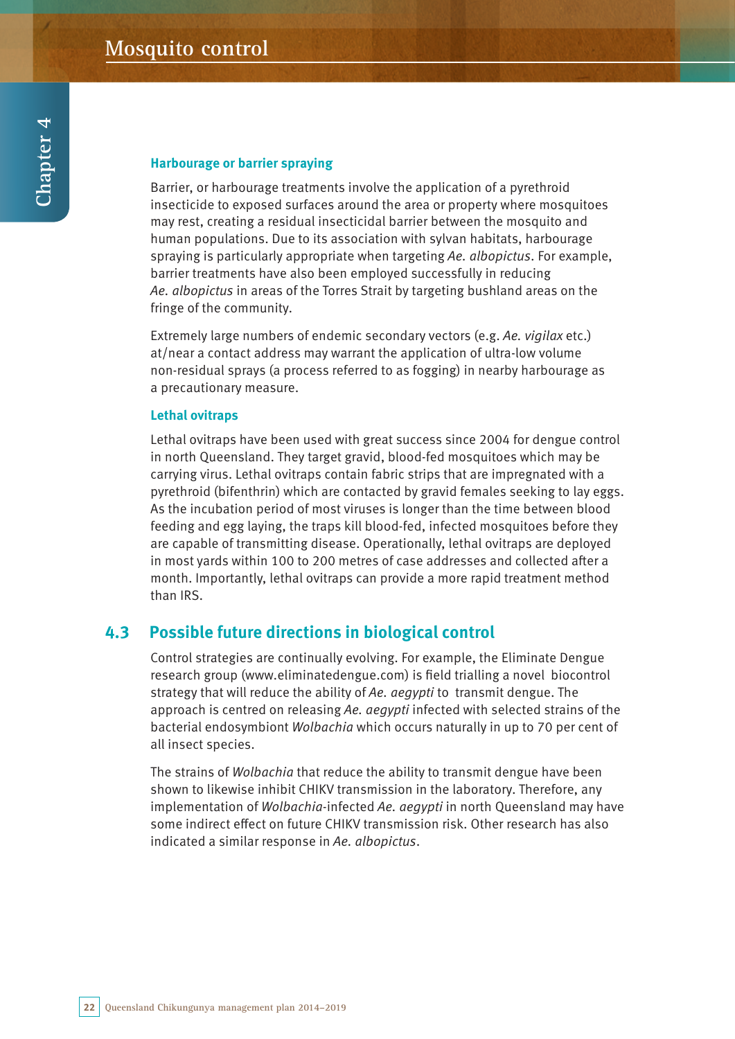#### Harbourage or barrier spraying

Barrier, or harbourage treatments involve the application of a pyrethroid insecticide to exposed surfaces around the area or property where mosquitoes may rest, creating a residual insecticidal barrier between the mosquito and human populations. Due to its association with sylvan habitats, harbourage spraying is particularly appropriate when targeting *Ae. albopictus*. For example, barrier treatments have also been employed successfully in reducing *Ae. albopictus* in areas of the Torres Strait by targeting bushland areas on the fringe of the community.

Extremely large numbers of endemic secondary vectors (e.g. *Ae. vigilax* etc.) at/near a contact address may warrant the application of ultra-low volume non-residual sprays (a process referred to as fogging) in nearby harbourage as a precautionary measure.

#### Lethal ovitraps

Lethal ovitraps have been used with great success since 2004 for dengue control in north Queensland. They target gravid, blood-fed mosquitoes which may be carrying virus. Lethal ovitraps contain fabric strips that are impregnated with a pyrethroid (bifenthrin) which are contacted by gravid females seeking to lay eggs. As the incubation period of most viruses is longer than the time between blood feeding and egg laying, the traps kill blood-fed, infected mosquitoes before they are capable of transmitting disease. Operationally, lethal ovitraps are deployed in most yards within 100 to 200 metres of case addresses and collected after a month. Importantly, lethal ovitraps can provide a more rapid treatment method than IRS.

## 4.3 Possible future directions in biological control

Control strategies are continually evolving. For example, the Eliminate Dengue research group (www.eliminatedengue.com) is field trialling a novel biocontrol strategy that will reduce the ability of *Ae. aegypti* to transmit dengue. The approach is centred on releasing *Ae. aegypti* infected with selected strains of the bacterial endosymbiont *Wolbachia* which occurs naturally in up to 70 per cent of all insect species.

The strains of *Wolbachia* that reduce the ability to transmit dengue have been shown to likewise inhibit CHIKV transmission in the laboratory. Therefore, any implementation of *Wolbachia*-infected *Ae. aegypti* in north Queensland may have some indirect effect on future CHIKV transmission risk. Other research has also indicated a similar response in *Ae. albopictus*.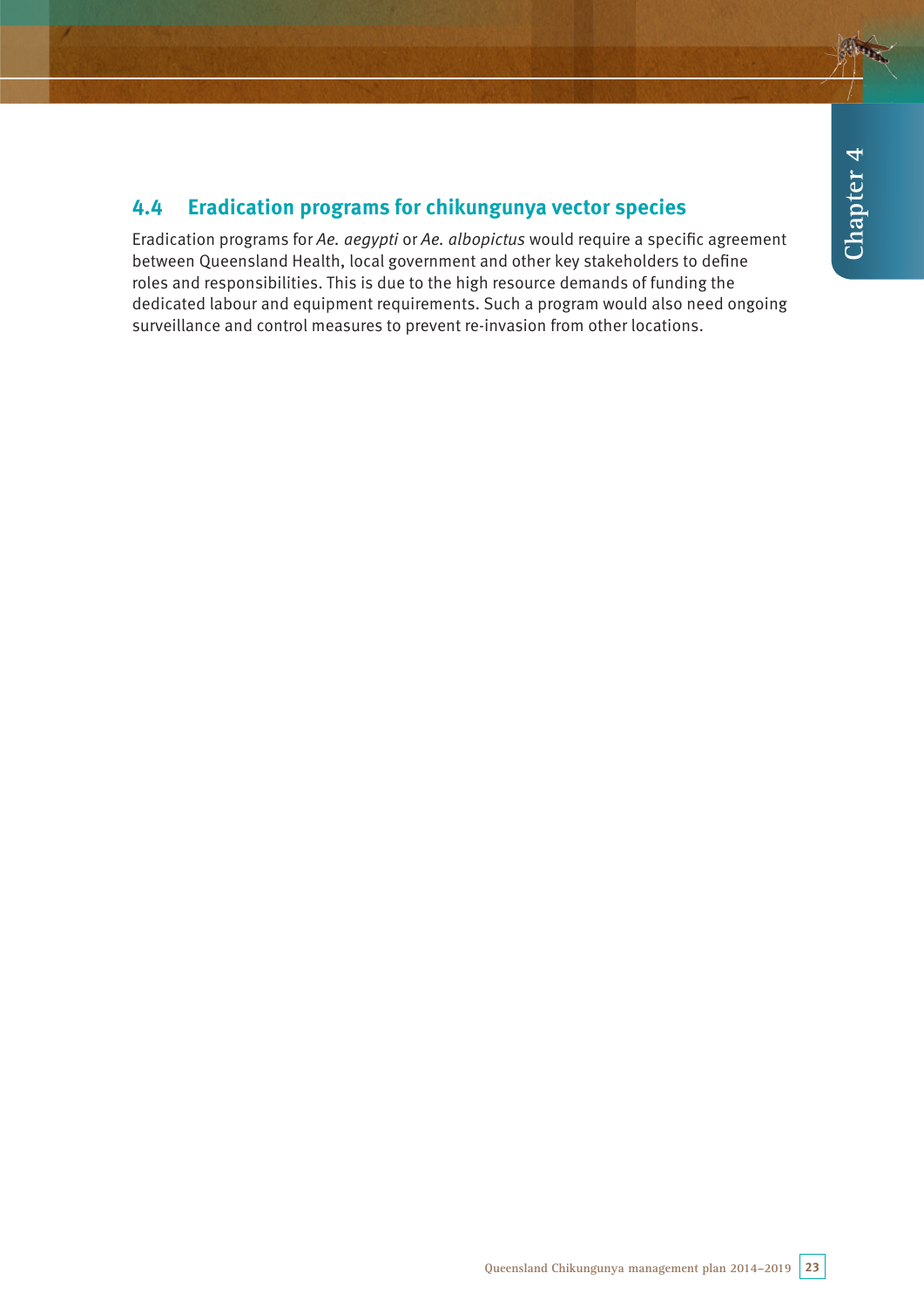## 4.4 Eradication programs for chikungunya vector species

Eradication programs for *Ae. aegypti* or *Ae. albopictus* would require a specific agreement between Queensland Health, local government and other key stakeholders to define roles and responsibilities. This is due to the high resource demands of funding the dedicated labour and equipment requirements. Such a program would also need ongoing surveillance and control measures to prevent re-invasion from other locations.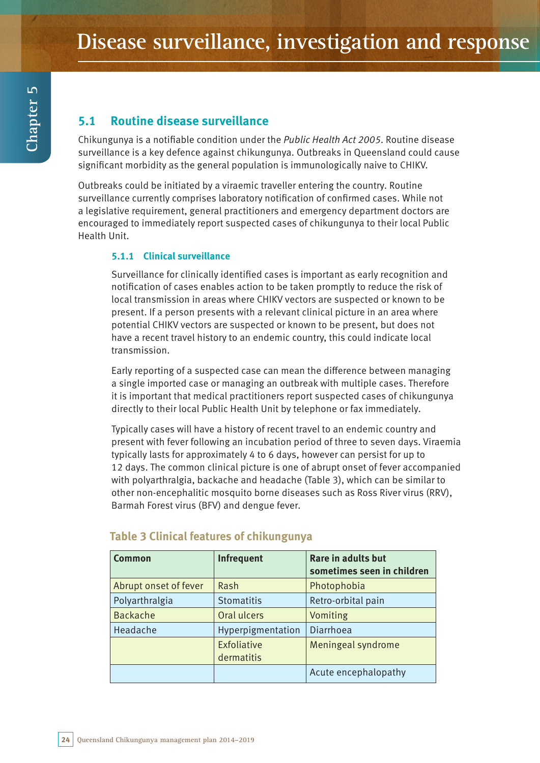# Disease surveillance, investigation and response

## 5.1 Routine disease surveillance

Chikungunya is a notifiable condition under the *Public Health Act 2005*. Routine disease surveillance is a key defence against chikungunya. Outbreaks in Queensland could cause significant morbidity as the general population is immunologically naive to CHIKV.

Outbreaks could be initiated by a viraemic traveller entering the country. Routine surveillance currently comprises laboratory notification of confirmed cases. While not a legislative requirement, general practitioners and emergency department doctors are encouraged to immediately report suspected cases of chikungunya to their local Public Health Unit.

### 5.1.1 Clinical surveillance

Surveillance for clinically identified cases is important as early recognition and notification of cases enables action to be taken promptly to reduce the risk of local transmission in areas where CHIKV vectors are suspected or known to be present. If a person presents with a relevant clinical picture in an area where potential CHIKV vectors are suspected or known to be present, but does not have a recent travel history to an endemic country, this could indicate local transmission.

Early reporting of a suspected case can mean the difference between managing a single imported case or managing an outbreak with multiple cases. Therefore it is important that medical practitioners report suspected cases of chikungunya directly to their local Public Health Unit by telephone or fax immediately.

Typically cases will have a history of recent travel to an endemic country and present with fever following an incubation period of three to seven days. Viraemia typically lasts for approximately 4 to 6 days, however can persist for up to 12 days. The common clinical picture is one of abrupt onset of fever accompanied with polyarthralgia, backache and headache (Table 3), which can be similar to other non-encephalitic mosquito borne diseases such as Ross River virus (RRV), Barmah Forest virus (BFV) and dengue fever.

**Table 3 Clinical features of chikungunya**

| Common | Infrequent | Rare in adults but sometimes seen in children |
|---|---|---|
| Abrupt onset of fever | Rash | Photophobia |
| Polyarthralgia | Stomatitis | Retro-orbital pain |
| Backache | Oral ulcers | Vomiting |
| Headache | Hyperpigmentation | Diarrhoea |
| | Exfoliative dermatitis | Meningeal syndrome |
| | | Acute encephalopathy |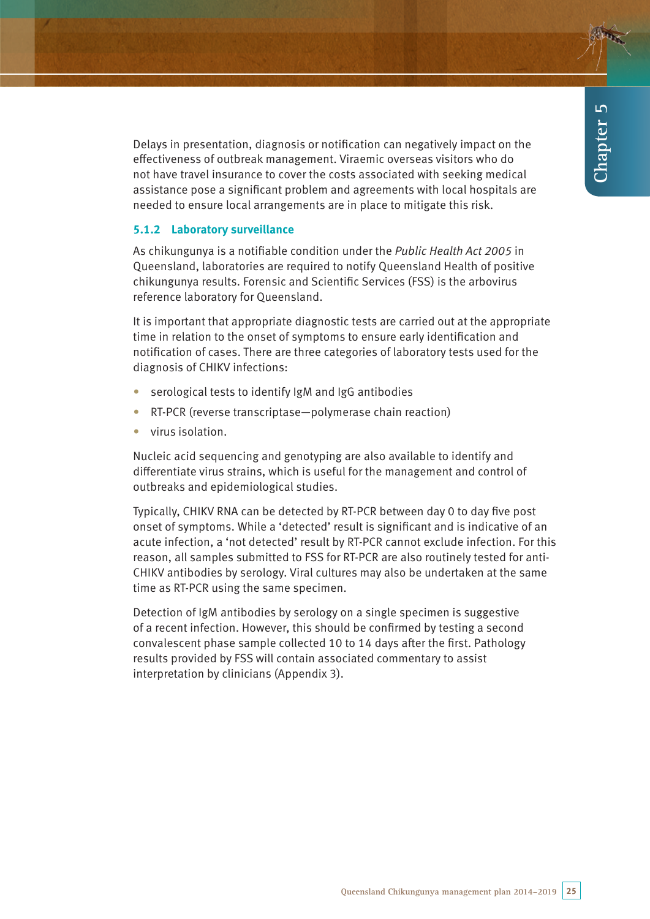Delays in presentation, diagnosis or notification can negatively impact on the effectiveness of outbreak management. Viraemic overseas visitors who do not have travel insurance to cover the costs associated with seeking medical assistance pose a significant problem and agreements with local hospitals are needed to ensure local arrangements are in place to mitigate this risk.

### 5.1.2 Laboratory surveillance

As chikungunya is a notifiable condition under the *Public Health Act 2005* in Queensland, laboratories are required to notify Queensland Health of positive chikungunya results. Forensic and Scientific Services (FSS) is the arbovirus reference laboratory for Queensland.

It is important that appropriate diagnostic tests are carried out at the appropriate time in relation to the onset of symptoms to ensure early identification and notification of cases. There are three categories of laboratory tests used for the diagnosis of CHIKV infections:

- serological tests to identify IgM and IgG antibodies
- RT-PCR (reverse transcriptase—polymerase chain reaction)
- virus isolation.

Nucleic acid sequencing and genotyping are also available to identify and differentiate virus strains, which is useful for the management and control of outbreaks and epidemiological studies.

Typically, CHIKV RNA can be detected by RT-PCR between day 0 to day five post onset of symptoms. While a 'detected' result is significant and is indicative of an acute infection, a 'not detected' result by RT-PCR cannot exclude infection. For this reason, all samples submitted to FSS for RT-PCR are also routinely tested for anti-CHIKV antibodies by serology. Viral cultures may also be undertaken at the same time as RT-PCR using the same specimen.

Detection of IgM antibodies by serology on a single specimen is suggestive of a recent infection. However, this should be confirmed by testing a second convalescent phase sample collected 10 to 14 days after the first. Pathology results provided by FSS will contain associated commentary to assist interpretation by clinicians (Appendix 3).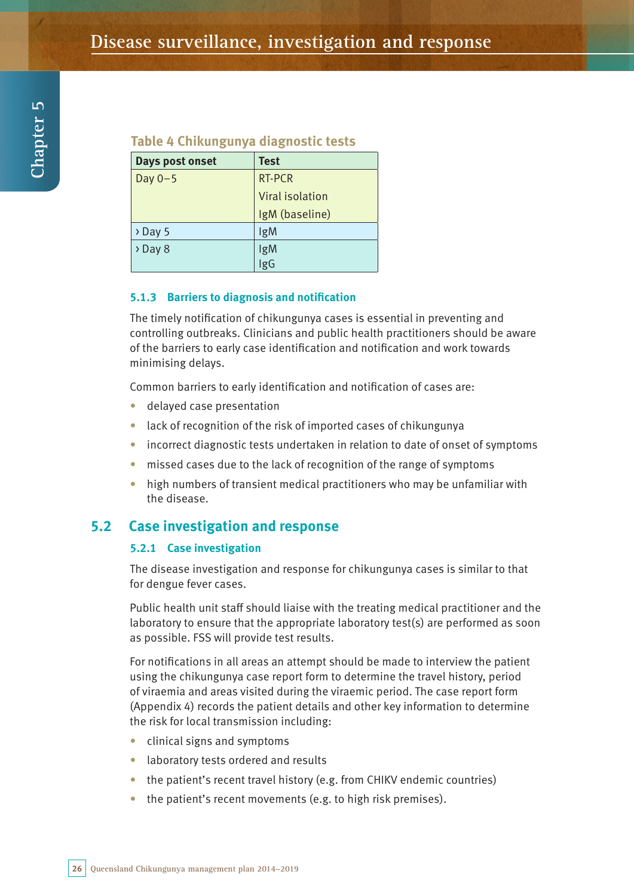**Table 4 Chikungunya diagnostic tests**

| Days post onset | Test |
|---|---|
| Day 0–5 | RT-PCR<br>Viral isolation<br>IgM (baseline) |
| › Day 5 | IgM |
| › Day 8 | IgM<br>IgG |

### 5.1.3 Barriers to diagnosis and notification

The timely notification of chikungunya cases is essential in preventing and controlling outbreaks. Clinicians and public health practitioners should be aware of the barriers to early case identification and notification and work towards minimising delays.

Common barriers to early identification and notification of cases are:

- delayed case presentation
- lack of recognition of the risk of imported cases of chikungunya
- incorrect diagnostic tests undertaken in relation to date of onset of symptoms
- missed cases due to the lack of recognition of the range of symptoms
- high numbers of transient medical practitioners who may be unfamiliar with the disease.

## 5.2 Case investigation and response

### 5.2.1 Case investigation

The disease investigation and response for chikungunya cases is similar to that for dengue fever cases.

Public health unit staff should liaise with the treating medical practitioner and the laboratory to ensure that the appropriate laboratory test(s) are performed as soon as possible. FSS will provide test results.

For notifications in all areas an attempt should be made to interview the patient using the chikungunya case report form to determine the travel history, period of viraemia and areas visited during the viraemic period. The case report form (Appendix 4) records the patient details and other key information to determine the risk for local transmission including:

- clinical signs and symptoms
- laboratory tests ordered and results
- the patient's recent travel history (e.g. from CHIKV endemic countries)
- the patient's recent movements (e.g. to high risk premises).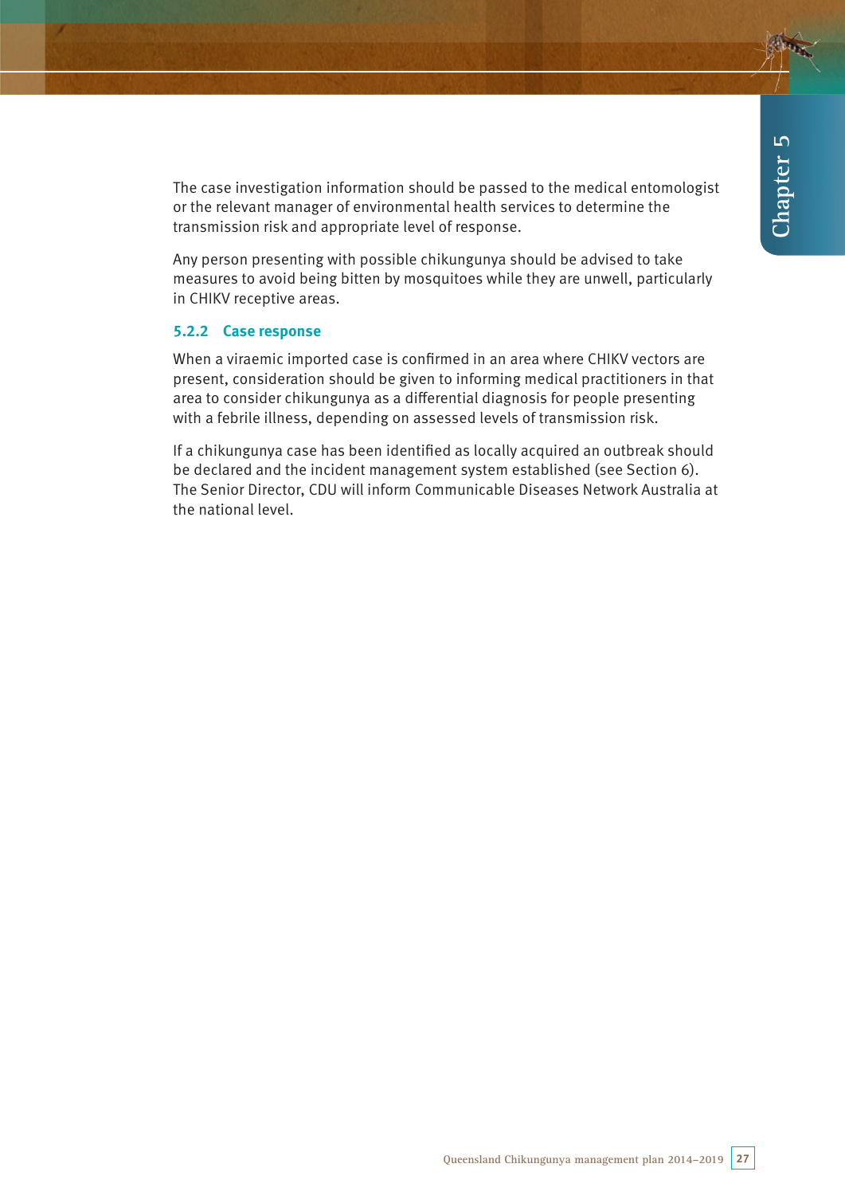The case investigation information should be passed to the medical entomologist or the relevant manager of environmental health services to determine the transmission risk and appropriate level of response.

Any person presenting with possible chikungunya should be advised to take measures to avoid being bitten by mosquitoes while they are unwell, particularly in CHIKV receptive areas.

### 5.2.2 Case response

When a viraemic imported case is confirmed in an area where CHIKV vectors are present, consideration should be given to informing medical practitioners in that area to consider chikungunya as a differential diagnosis for people presenting with a febrile illness, depending on assessed levels of transmission risk.

If a chikungunya case has been identified as locally acquired an outbreak should be declared and the incident management system established (see Section 6). The Senior Director, CDU will inform Communicable Diseases Network Australia at the national level.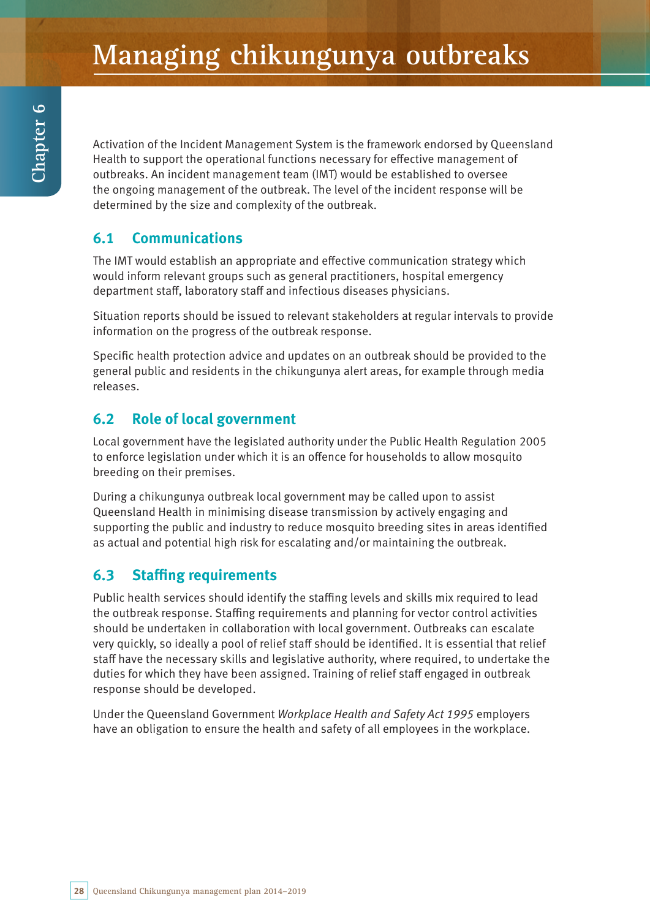# Managing chikungunya outbreaks

Activation of the Incident Management System is the framework endorsed by Queensland Health to support the operational functions necessary for effective management of outbreaks. An incident management team (IMT) would be established to oversee the ongoing management of the outbreak. The level of the incident response will be determined by the size and complexity of the outbreak.

## 6.1 Communications

The IMT would establish an appropriate and effective communication strategy which would inform relevant groups such as general practitioners, hospital emergency department staff, laboratory staff and infectious diseases physicians.

Situation reports should be issued to relevant stakeholders at regular intervals to provide information on the progress of the outbreak response.

Specific health protection advice and updates on an outbreak should be provided to the general public and residents in the chikungunya alert areas, for example through media releases.

## 6.2 Role of local government

Local government have the legislated authority under the Public Health Regulation 2005 to enforce legislation under which it is an offence for households to allow mosquito breeding on their premises.

During a chikungunya outbreak local government may be called upon to assist Queensland Health in minimising disease transmission by actively engaging and supporting the public and industry to reduce mosquito breeding sites in areas identified as actual and potential high risk for escalating and/or maintaining the outbreak.

## 6.3 Staffing requirements

Public health services should identify the staffing levels and skills mix required to lead the outbreak response. Staffing requirements and planning for vector control activities should be undertaken in collaboration with local government. Outbreaks can escalate very quickly, so ideally a pool of relief staff should be identified. It is essential that relief staff have the necessary skills and legislative authority, where required, to undertake the duties for which they have been assigned. Training of relief staff engaged in outbreak response should be developed.

Under the Queensland Government *Workplace Health and Safety Act 1995* employers have an obligation to ensure the health and safety of all employees in the workplace.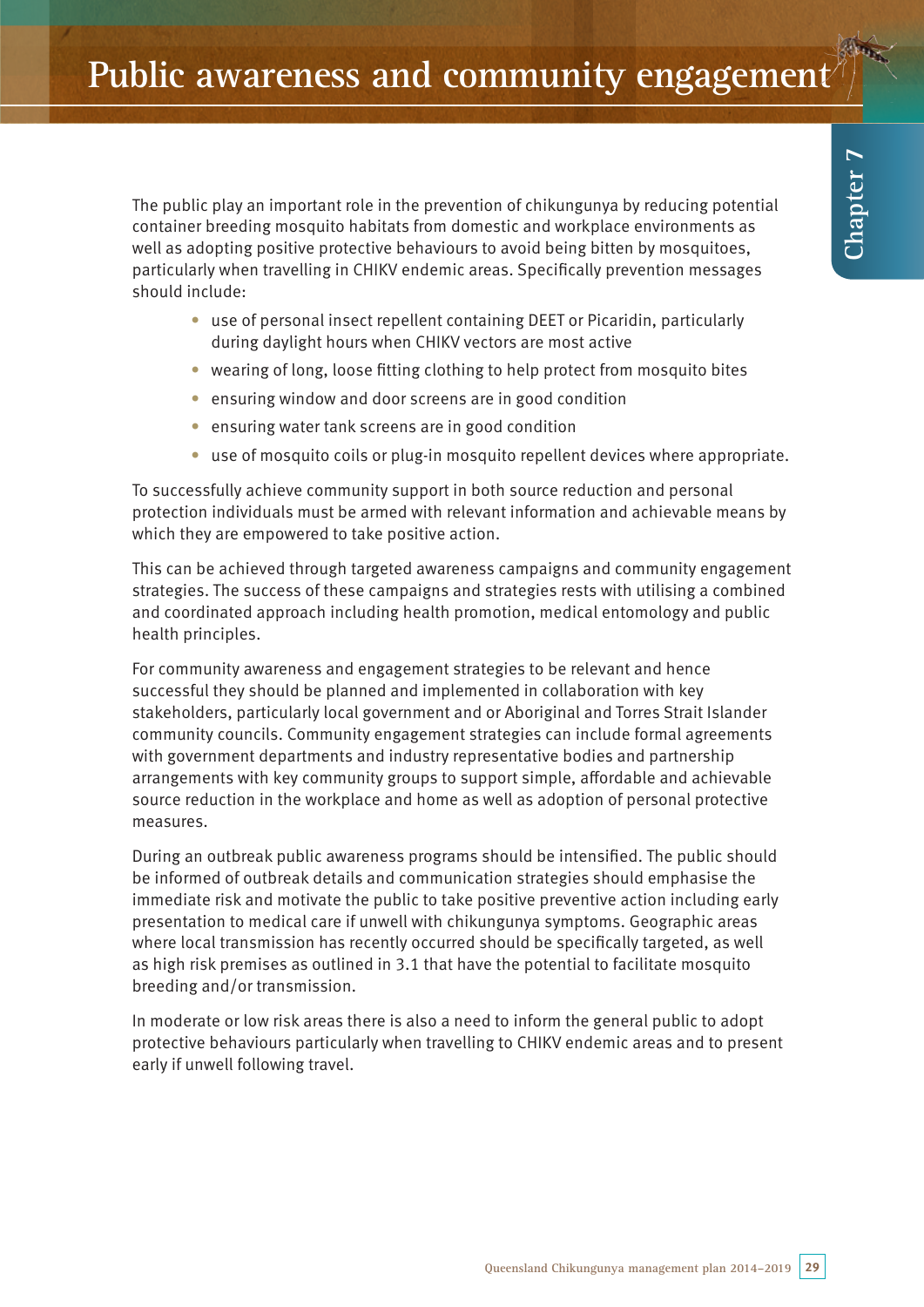# Public awareness and community engagement

The public play an important role in the prevention of chikungunya by reducing potential container breeding mosquito habitats from domestic and workplace environments as well as adopting positive protective behaviours to avoid being bitten by mosquitoes, particularly when travelling in CHIKV endemic areas. Specifically prevention messages should include:

- use of personal insect repellent containing DEET or Picaridin, particularly during daylight hours when CHIKV vectors are most active
- wearing of long, loose fitting clothing to help protect from mosquito bites
- ensuring window and door screens are in good condition
- ensuring water tank screens are in good condition
- use of mosquito coils or plug-in mosquito repellent devices where appropriate.

To successfully achieve community support in both source reduction and personal protection individuals must be armed with relevant information and achievable means by which they are empowered to take positive action.

This can be achieved through targeted awareness campaigns and community engagement strategies. The success of these campaigns and strategies rests with utilising a combined and coordinated approach including health promotion, medical entomology and public health principles.

For community awareness and engagement strategies to be relevant and hence successful they should be planned and implemented in collaboration with key stakeholders, particularly local government and or Aboriginal and Torres Strait Islander community councils. Community engagement strategies can include formal agreements with government departments and industry representative bodies and partnership arrangements with key community groups to support simple, affordable and achievable source reduction in the workplace and home as well as adoption of personal protective measures.

During an outbreak public awareness programs should be intensified. The public should be informed of outbreak details and communication strategies should emphasise the immediate risk and motivate the public to take positive preventive action including early presentation to medical care if unwell with chikungunya symptoms. Geographic areas where local transmission has recently occurred should be specifically targeted, as well as high risk premises as outlined in 3.1 that have the potential to facilitate mosquito breeding and/or transmission.

In moderate or low risk areas there is also a need to inform the general public to adopt protective behaviours particularly when travelling to CHIKV endemic areas and to present early if unwell following travel.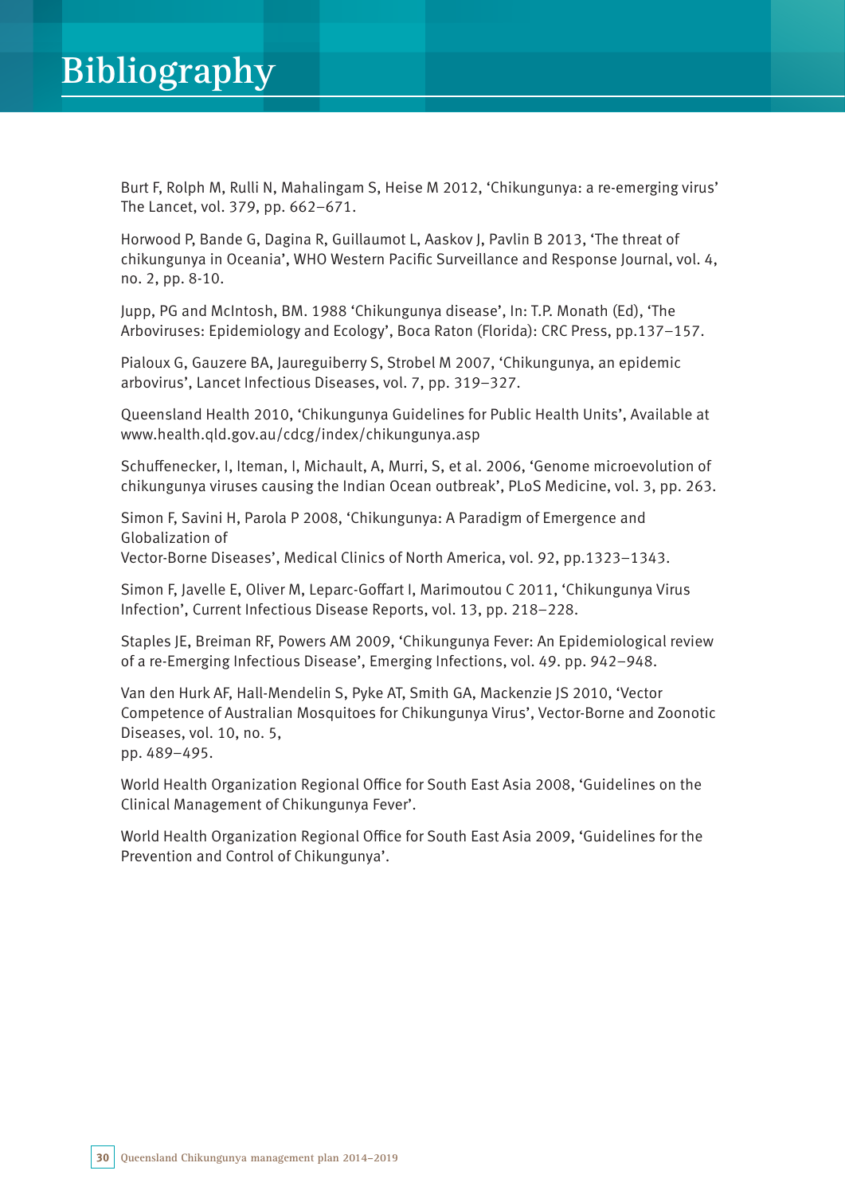# Bibliography

Burt F, Rolph M, Rulli N, Mahalingam S, Heise M 2012, 'Chikungunya: a re-emerging virus' The Lancet, vol. 379, pp. 662–671.

Horwood P, Bande G, Dagina R, Guillaumot L, Aaskov J, Pavlin B 2013, 'The threat of chikungunya in Oceania', WHO Western Pacific Surveillance and Response Journal, vol. 4, no. 2, pp. 8-10.

Jupp, PG and McIntosh, BM. 1988 'Chikungunya disease', In: T.P. Monath (Ed), 'The Arboviruses: Epidemiology and Ecology', Boca Raton (Florida): CRC Press, pp.137–157.

Pialoux G, Gauzere BA, Jaureguiberry S, Strobel M 2007, 'Chikungunya, an epidemic arbovirus', Lancet Infectious Diseases, vol. 7, pp. 319–327.

Queensland Health 2010, 'Chikungunya Guidelines for Public Health Units', Available at www.health.qld.gov.au/cdcg/index/chikungunya.asp

Schuffenecker, I, Iteman, I, Michault, A, Murri, S, et al. 2006, 'Genome microevolution of chikungunya viruses causing the Indian Ocean outbreak', PLoS Medicine, vol. 3, pp. 263.

Simon F, Savini H, Parola P 2008, 'Chikungunya: A Paradigm of Emergence and Globalization of
Vector-Borne Diseases', Medical Clinics of North America, vol. 92, pp.1323–1343.

Simon F, Javelle E, Oliver M, Leparc-Goffart I, Marimoutou C 2011, 'Chikungunya Virus Infection', Current Infectious Disease Reports, vol. 13, pp. 218–228.

Staples JE, Breiman RF, Powers AM 2009, 'Chikungunya Fever: An Epidemiological review of a re-Emerging Infectious Disease', Emerging Infections, vol. 49. pp. 942–948.

Van den Hurk AF, Hall-Mendelin S, Pyke AT, Smith GA, Mackenzie JS 2010, 'Vector Competence of Australian Mosquitoes for Chikungunya Virus', Vector-Borne and Zoonotic Diseases, vol. 10, no. 5,
pp. 489–495.

World Health Organization Regional Office for South East Asia 2008, 'Guidelines on the Clinical Management of Chikungunya Fever'.

World Health Organization Regional Office for South East Asia 2009, 'Guidelines for the Prevention and Control of Chikungunya'.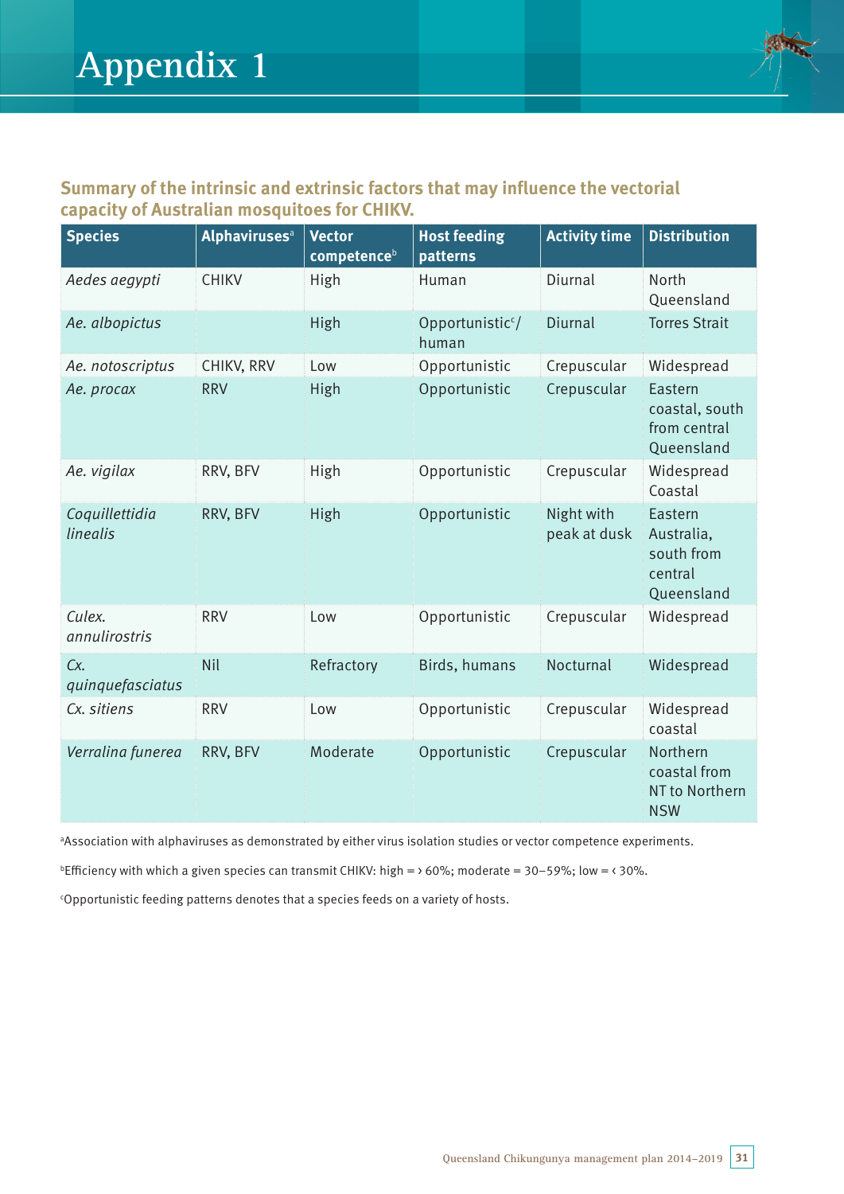# Appendix 1

## Summary of the intrinsic and extrinsic factors that may influence the vectorial capacity of Australian mosquitoes for CHIKV.

| Species | Alphaviruses[a] | Vector competence[b] | Host feeding patterns | Activity time | Distribution |
|---|---|---|---|---|---|
| *Aedes aegypti* | CHIKV | High | Human | Diurnal | North Queensland |
| *Ae. albopictus* | | High | Opportunistic[c]/ human | Diurnal | Torres Strait |
| *Ae. notoscriptus* | CHIKV, RRV | Low | Opportunistic | Crepuscular | Widespread |
| *Ae. procax* | RRV | High | Opportunistic | Crepuscular | Eastern coastal, south from central Queensland |
| *Ae. vigilax* | RRV, BFV | High | Opportunistic | Crepuscular | Widespread Coastal |
| *Coquillettidia linealis* | RRV, BFV | High | Opportunistic | Night with peak at dusk | Eastern Australia, south from central Queensland |
| *Culex. annulirostris* | RRV | Low | Opportunistic | Crepuscular | Widespread |
| *Cx. quinquefasciatus* | Nil | Refractory | Birds, humans | Nocturnal | Widespread |
| *Cx. sitiens* | RRV | Low | Opportunistic | Crepuscular | Widespread coastal |
| *Verralina funerea* | RRV, BFV | Moderate | Opportunistic | Crepuscular | Northern coastal from NT to Northern NSW |

[a]Association with alphaviruses as demonstrated by either virus isolation studies or vector competence experiments.

[b]Efficiency with which a given species can transmit CHIKV: high = › 60%; moderate = 30–59%; low = ‹ 30%.

[c]Opportunistic feeding patterns denotes that a species feeds on a variety of hosts.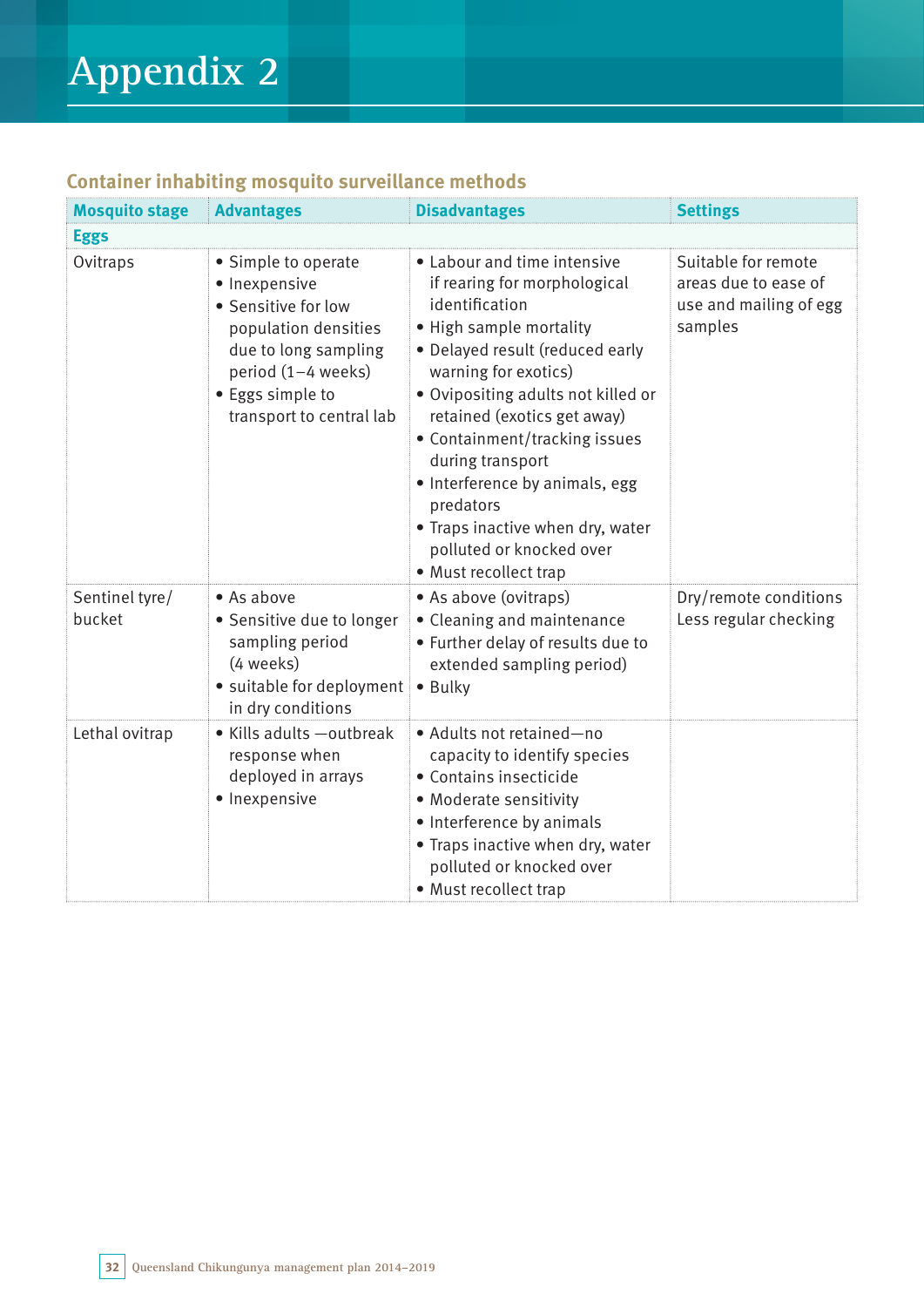# Appendix 2

## Container inhabiting mosquito surveillance methods

| Mosquito stage | Advantages | Disadvantages | Settings |
|---|---|---|---|
| **Eggs** | | | |
| Ovitraps | • Simple to operate<br>• Inexpensive<br>• Sensitive for low population densities due to long sampling period (1–4 weeks)<br>• Eggs simple to transport to central lab | • Labour and time intensive if rearing for morphological identification<br>• High sample mortality<br>• Delayed result (reduced early warning for exotics)<br>• Ovipositing adults not killed or retained (exotics get away)<br>• Containment/tracking issues during transport<br>• Interference by animals, egg predators<br>• Traps inactive when dry, water polluted or knocked over<br>• Must recollect trap | Suitable for remote areas due to ease of use and mailing of egg samples |
| Sentinel tyre/ bucket | • As above<br>• Sensitive due to longer sampling period (4 weeks)<br>• suitable for deployment in dry conditions | • As above (ovitraps)<br>• Cleaning and maintenance<br>• Further delay of results due to extended sampling period)<br>• Bulky | Dry/remote conditions<br>Less regular checking |
| Lethal ovitrap | • Kills adults —outbreak response when deployed in arrays<br>• Inexpensive | • Adults not retained—no capacity to identify species<br>• Contains insecticide<br>• Moderate sensitivity<br>• Interference by animals<br>• Traps inactive when dry, water polluted or knocked over<br>• Must recollect trap | |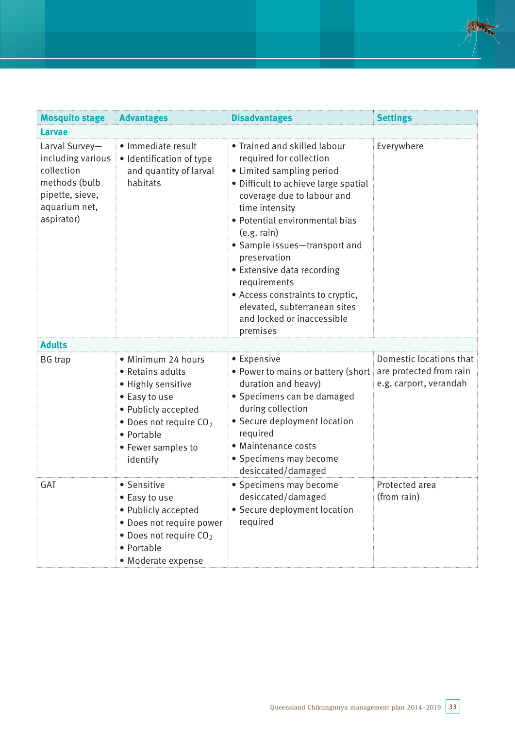| Mosquito stage | Advantages | Disadvantages | Settings |
|---|---|---|---|
| **Larvae** | | | |
| Larval Survey—including various collection methods (bulb pipette, sieve, aquarium net, aspirator) | • Immediate result<br>• Identification of type and quantity of larval habitats | • Trained and skilled labour required for collection<br>• Limited sampling period<br>• Difficult to achieve large spatial coverage due to labour and time intensity<br>• Potential environmental bias (e.g. rain)<br>• Sample issues—transport and preservation<br>• Extensive data recording requirements<br>• Access constraints to cryptic, elevated, subterranean sites and locked or inaccessible premises | Everywhere |
| **Adults** | | | |
| BG trap | • Minimum 24 hours<br>• Retains adults<br>• Highly sensitive<br>• Easy to use<br>• Publicly accepted<br>• Does not require $CO_2$<br>• Portable<br>• Fewer samples to identify | • Expensive<br>• Power to mains or battery (short duration and heavy)<br>• Specimens can be damaged during collection<br>• Secure deployment location required<br>• Maintenance costs<br>• Specimens may become desiccated/damaged | Domestic locations that are protected from rain e.g. carport, verandah |
| GAT | • Sensitive<br>• Easy to use<br>• Publicly accepted<br>• Does not require power<br>• Does not require $CO_2$<br>• Portable<br>• Moderate expense | • Specimens may become desiccated/damaged<br>• Secure deployment location required | Protected area (from rain) |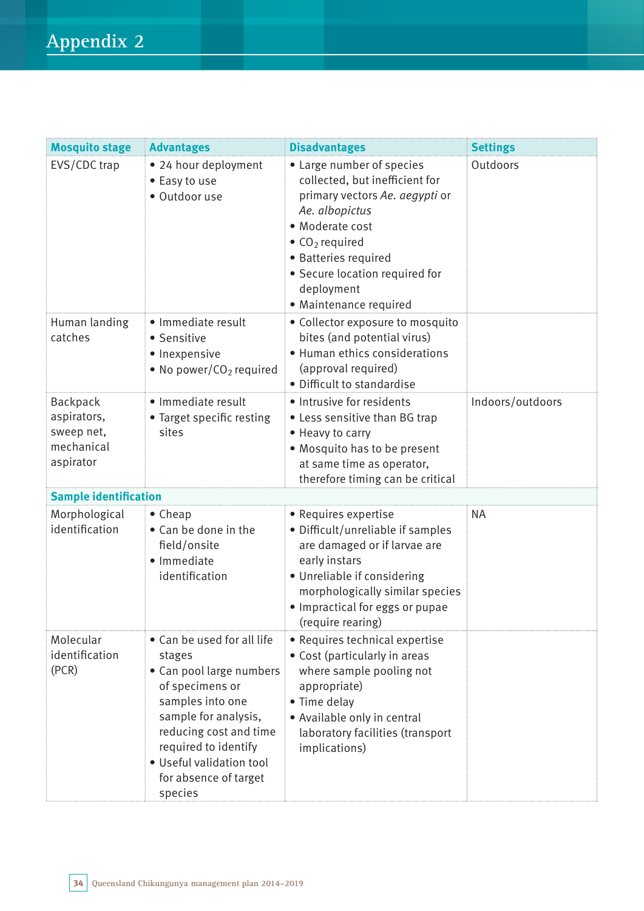# Appendix 2

| Mosquito stage | Advantages | Disadvantages | Settings |
|---|---|---|---|
| EVS/CDC trap | • 24 hour deployment<br>• Easy to use<br>• Outdoor use | • Large number of species collected, but inefficient for primary vectors *Ae. aegypti* or *Ae. albopictus*<br>• Moderate cost<br>• $CO_2$ required<br>• Batteries required<br>• Secure location required for deployment<br>• Maintenance required | Outdoors |
| Human landing catches | • Immediate result<br>• Sensitive<br>• Inexpensive<br>• No power/$CO_2$ required | • Collector exposure to mosquito bites (and potential virus)<br>• Human ethics considerations (approval required)<br>• Difficult to standardise | |
| Backpack aspirators, sweep net, mechanical aspirator | • Immediate result<br>• Target specific resting sites | • Intrusive for residents<br>• Less sensitive than BG trap<br>• Heavy to carry<br>• Mosquito has to be present at same time as operator, therefore timing can be critical | Indoors/outdoors |
| **Sample identification** | | | |
| Morphological identification | • Cheap<br>• Can be done in the field/onsite<br>• Immediate identification | • Requires expertise<br>• Difficult/unreliable if samples are damaged or if larvae are early instars<br>• Unreliable if considering morphologically similar species<br>• Impractical for eggs or pupae (require rearing) | NA |
| Molecular identification (PCR) | • Can be used for all life stages<br>• Can pool large numbers of specimens or samples into one sample for analysis, reducing cost and time required to identify<br>• Useful validation tool for absence of target species | • Requires technical expertise<br>• Cost (particularly in areas where sample pooling not appropriate)<br>• Time delay<br>• Available only in central laboratory facilities (transport implications) | |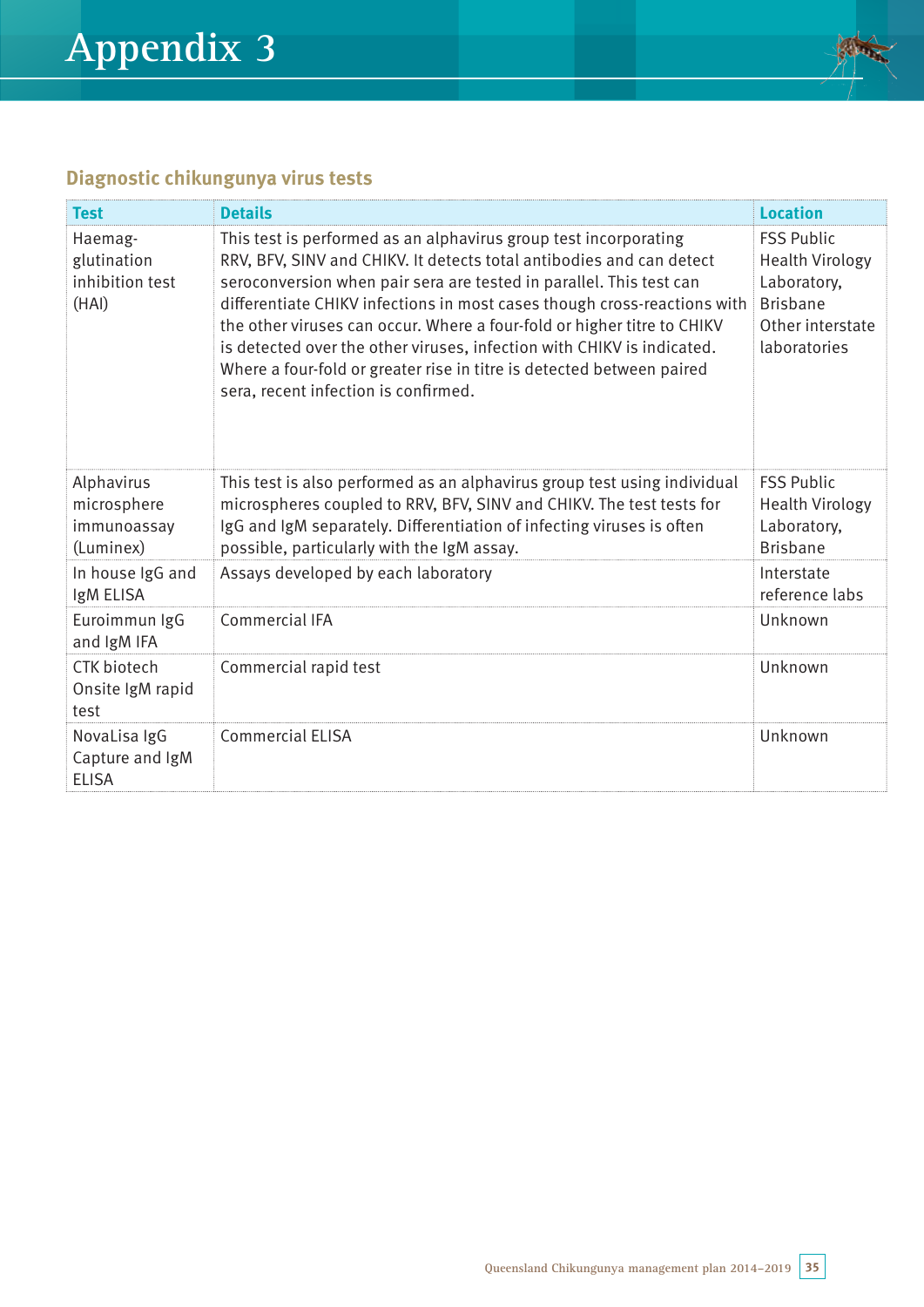# Appendix 3

## Diagnostic chikungunya virus tests

| Test | Details | Location |
|---|---|---|
| Haemag­glutination inhibition test (HAI) | This test is performed as an alphavirus group test incorporating RRV, BFV, SINV and CHIKV. It detects total antibodies and can detect seroconversion when pair sera are tested in parallel. This test can differentiate CHIKV infections in most cases though cross-reactions with the other viruses can occur. Where a four-fold or higher titre to CHIKV is detected over the other viruses, infection with CHIKV is indicated. Where a four-fold or greater rise in titre is detected between paired sera, recent infection is confirmed. | FSS Public Health Virology Laboratory, Brisbane<br>Other interstate laboratories |
| Alphavirus microsphere immunoassay (Luminex) | This test is also performed as an alphavirus group test using individual microspheres coupled to RRV, BFV, SINV and CHIKV. The test tests for IgG and IgM separately. Differentiation of infecting viruses is often possible, particularly with the IgM assay. | FSS Public Health Virology Laboratory, Brisbane |
| In house IgG and IgM ELISA | Assays developed by each laboratory | Interstate reference labs |
| Euroimmun IgG and IgM IFA | Commercial IFA | Unknown |
| CTK biotech Onsite IgM rapid test | Commercial rapid test | Unknown |
| NovaLisa IgG Capture and IgM ELISA | Commercial ELISA | Unknown |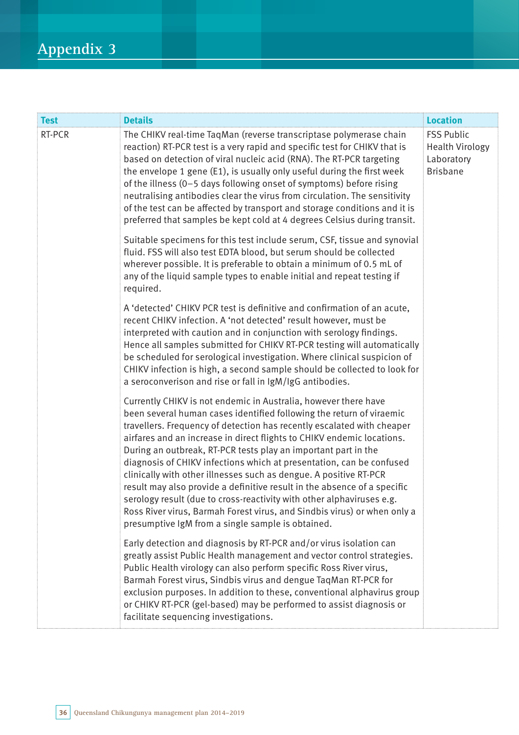# Appendix 3

| Test | Details | Location |
|---|---|---|
| RT-PCR | The CHIKV real-time TaqMan (reverse transcriptase polymerase chain reaction) RT-PCR test is a very rapid and specific test for CHIKV that is based on detection of viral nucleic acid (RNA). The RT-PCR targeting the envelope 1 gene (E1), is usually only useful during the first week of the illness (0–5 days following onset of symptoms) before rising neutralising antibodies clear the virus from circulation. The sensitivity of the test can be affected by transport and storage conditions and it is preferred that samples be kept cold at 4 degrees Celsius during transit.<br><br>Suitable specimens for this test include serum, CSF, tissue and synovial fluid. FSS will also test EDTA blood, but serum should be collected wherever possible. It is preferable to obtain a minimum of 0.5 mL of any of the liquid sample types to enable initial and repeat testing if required.<br><br>A 'detected' CHIKV PCR test is definitive and confirmation of an acute, recent CHIKV infection. A 'not detected' result however, must be interpreted with caution and in conjunction with serology findings. Hence all samples submitted for CHIKV RT-PCR testing will automatically be scheduled for serological investigation. Where clinical suspicion of CHIKV infection is high, a second sample should be collected to look for a seroconversion and rise or fall in IgM/IgG antibodies.<br><br>Currently CHIKV is not endemic in Australia, however there have been several human cases identified following the return of viraemic travellers. Frequency of detection has recently escalated with cheaper airfares and an increase in direct flights to CHIKV endemic locations. During an outbreak, RT-PCR tests play an important part in the diagnosis of CHIKV infections which at presentation, can be confused clinically with other illnesses such as dengue. A positive RT-PCR result may also provide a definitive result in the absence of a specific serology result (due to cross-reactivity with other alphaviruses e.g. Ross River virus, Barmah Forest virus, and Sindbis virus) or when only a presumptive IgM from a single sample is obtained.<br><br>Early detection and diagnosis by RT-PCR and/or virus isolation can greatly assist Public Health management and vector control strategies. Public Health virology can also perform specific Ross River virus, Barmah Forest virus, Sindbis virus and dengue TaqMan RT-PCR for exclusion purposes. In addition to these, conventional alphavirus group or CHIKV RT-PCR (gel-based) may be performed to assist diagnosis or facilitate sequencing investigations. | FSS Public Health Virology Laboratory Brisbane |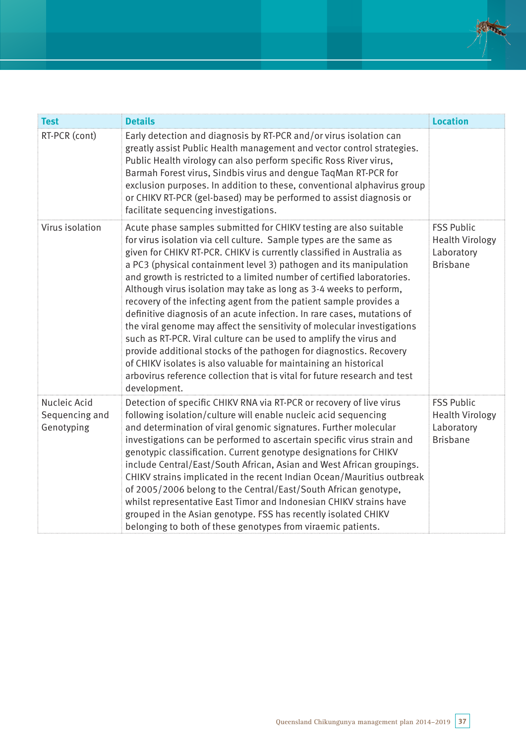| Test | Details | Location |
|---|---|---|
| RT-PCR (cont) | Early detection and diagnosis by RT-PCR and/or virus isolation can greatly assist Public Health management and vector control strategies. Public Health virology can also perform specific Ross River virus, Barmah Forest virus, Sindbis virus and dengue TaqMan RT-PCR for exclusion purposes. In addition to these, conventional alphavirus group or CHIKV RT-PCR (gel-based) may be performed to assist diagnosis or facilitate sequencing investigations. | |
| Virus isolation | Acute phase samples submitted for CHIKV testing are also suitable for virus isolation via cell culture. Sample types are the same as given for CHIKV RT-PCR. CHIKV is currently classified in Australia as a PC3 (physical containment level 3) pathogen and its manipulation and growth is restricted to a limited number of certified laboratories. Although virus isolation may take as long as 3-4 weeks to perform, recovery of the infecting agent from the patient sample provides a definitive diagnosis of an acute infection. In rare cases, mutations of the viral genome may affect the sensitivity of molecular investigations such as RT-PCR. Viral culture can be used to amplify the virus and provide additional stocks of the pathogen for diagnostics. Recovery of CHIKV isolates is also valuable for maintaining an historical arbovirus reference collection that is vital for future research and test development. | FSS Public Health Virology Laboratory Brisbane |
| Nucleic Acid Sequencing and Genotyping | Detection of specific CHIKV RNA via RT-PCR or recovery of live virus following isolation/culture will enable nucleic acid sequencing and determination of viral genomic signatures. Further molecular investigations can be performed to ascertain specific virus strain and genotypic classification. Current genotype designations for CHIKV include Central/East/South African, Asian and West African groupings. CHIKV strains implicated in the recent Indian Ocean/Mauritius outbreak of 2005/2006 belong to the Central/East/South African genotype, whilst representative East Timor and Indonesian CHIKV strains have grouped in the Asian genotype. FSS has recently isolated CHIKV belonging to both of these genotypes from viraemic patients. | FSS Public Health Virology Laboratory Brisbane |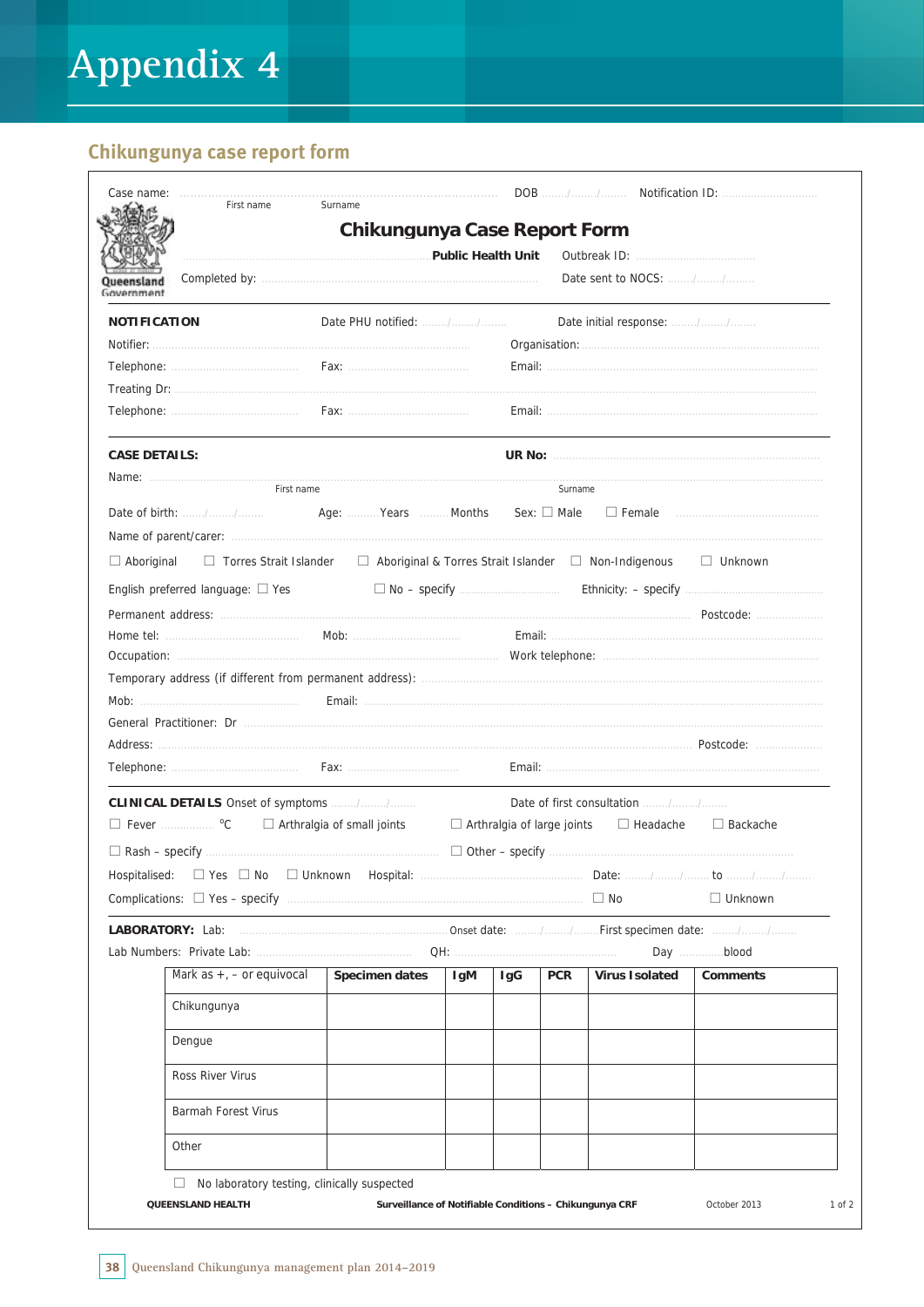# Appendix 4

## Chikungunya case report form

Case name: ........................................................ DOB ......../......../........ Notification ID: ..............................
First name Surname

### Chikungunya Case Report Form

........................................ **Public Health Unit** Outbreak ID: ......................................

Queensland Government

Completed by: .................................................................................... Date sent to NOCS: ......../......../........

**NOTIFICATION** Date PHU notified: ......../......../........ Date initial response: ......../......../........

Notifier: ................................................................ Organisation: ................................................................

Telephone: ...................................... Fax: ...................................... Email: ................................................................

Treating Dr: ................................................................................................................................................

Telephone: ...................................... Fax: ...................................... Email: ................................................................

**CASE DETAILS:** **UR No:** ................................................................

Name: ................................................................................................................................................
First name Surname

Date of birth: ......../......../........ Age: .........Years .........Months Sex: ☐ Male ☐ Female ..............................

Name of parent/carer: ................................................................................................................................

☐ Aboriginal ☐ Torres Strait Islander ☐ Aboriginal & Torres Strait Islander ☐ Non-Indigenous ☐ Unknown

English preferred language: ☐ Yes ☐ No – specify .............................. Ethnicity: – specify ..............................

Permanent address: ................................................................................................ Postcode: ....................

Home tel: ...................................... Mob: ...................................... Email: ................................................................

Occupation: ...................................................................... Work telephone: ......................................................

Temporary address (if different from permanent address): ..............................................................................

Mob: ...................................... Email: ................................................................................................

General Practitioner: Dr ................................................................................................................................

Address: ...................................................................................................... Postcode: ....................

Telephone: ...................................... Fax: ...................................... Email: ................................................................

**CLINICAL DETAILS** Onset of symptoms ......../......../........ Date of first consultation ......../......../........

☐ Fever ................ °C ☐ Arthralgia of small joints ☐ Arthralgia of large joints ☐ Headache ☐ Backache

☐ Rash – specify ................................................................ ☐ Other – specify ................................................................

Hospitalised: ☐ Yes ☐ No ☐ Unknown Hospital: ...................................... Date: ......../......../........ to ......../......../........

Complications: ☐ Yes – specify ................................................................ ☐ No ☐ Unknown

**LABORATORY:** Lab: ...................................... Onset date: ......../......../........ First specimen date: ......../......../........

Lab Numbers: Private Lab: ...................................... QH: ...................................... Day ............ blood

| Mark as +, – or equivocal | **Specimen dates** | **IgM** | **IgG** | **PCR** | **Virus Isolated** | **Comments** |
|---|---|---|---|---|---|---|
| Chikungunya | | | | | | |
| Dengue | | | | | | |
| Ross River Virus | | | | | | |
| Barmah Forest Virus | | | | | | |
| Other | | | | | | |

☐ No laboratory testing, clinically suspected

**QUEENSLAND HEALTH** **Surveillance of Notifiable Conditions – Chikungunya CRF** October 2013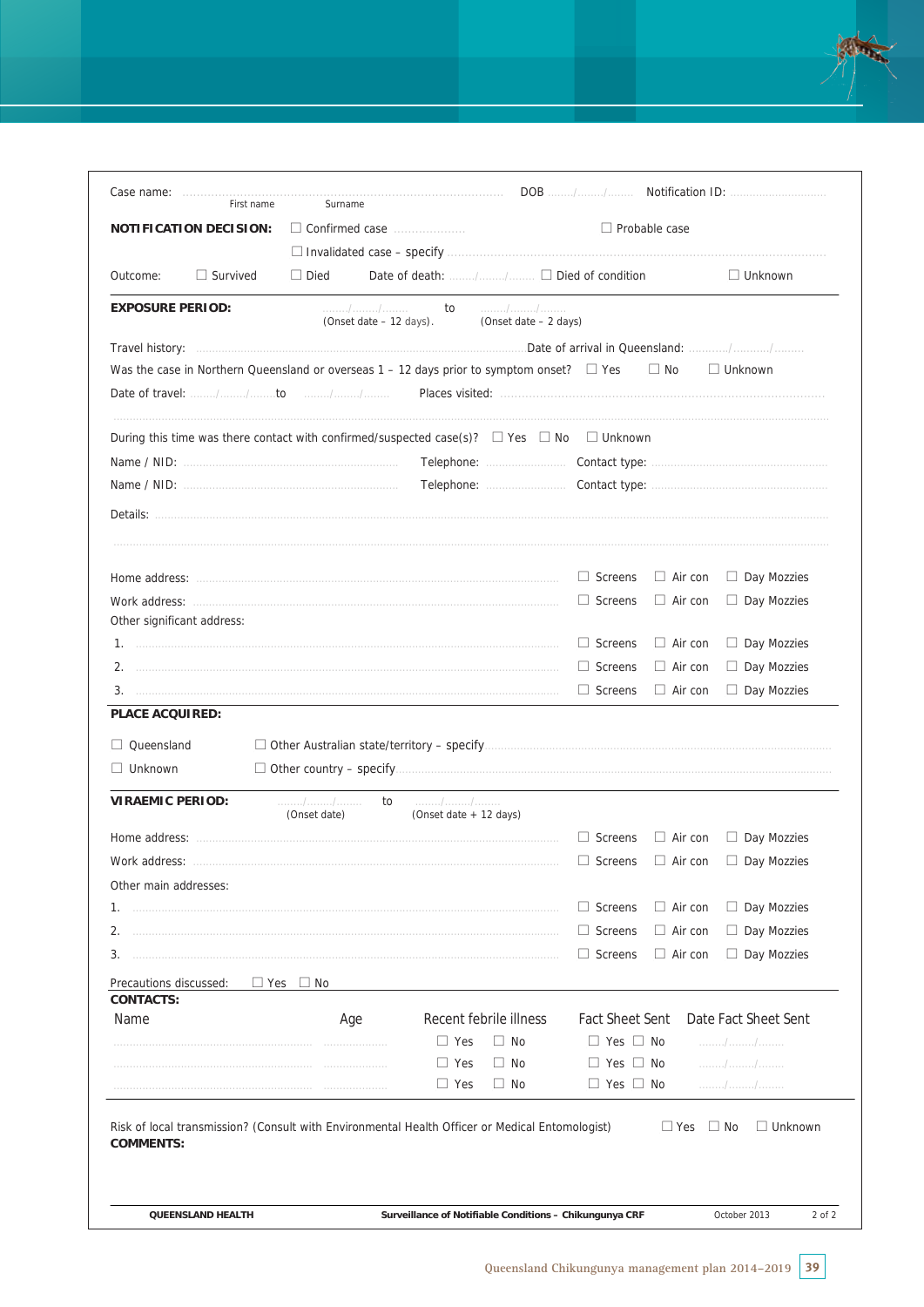Case name: .................................................................................... DOB ......./......../........ Notification ID: ...........................
First name Surname

**NOTIFICATION DECISION:** ☐ Confirmed case .................... ☐ Probable case

☐ Invalidated case – specify ..............................................................................................

Outcome: ☐ Survived ☐ Died Date of death: ......../......../........ ☐ Died of condition ☐ Unknown

**EXPOSURE PERIOD:** ......../......../........ to ......../......../........
(Onset date – 12 days). (Onset date – 2 days)

Travel history: ............................................................................................... Date of arrival in Queensland: ............/............/.........

Was the case in Northern Queensland or overseas 1 – 12 days prior to symptom onset? ☐ Yes ☐ No ☐ Unknown

Date of travel: ......../......../........ to ......../......../........ Places visited: ..........................................................................................

..............................................................................................................................................................

During this time was there contact with confirmed/suspected case(s)? ☐ Yes ☐ No ☐ Unknown

Name / NID: ................................................ Telephone: ....................... Contact type: ..............................................

Name / NID: ................................................ Telephone: ....................... Contact type: ..............................................

Details: ....................................................................................................................................................

..............................................................................................................................................................

Home address: ........................................................................................ ☐ Screens ☐ Air con ☐ Day Mozzies

Work address: ........................................................................................ ☐ Screens ☐ Air con ☐ Day Mozzies

Other significant address:

1. ........................................................................................ ☐ Screens ☐ Air con ☐ Day Mozzies
2. ........................................................................................ ☐ Screens ☐ Air con ☐ Day Mozzies
3. ........................................................................................ ☐ Screens ☐ Air con ☐ Day Mozzies

**PLACE ACQUIRED:**

☐ Queensland ☐ Other Australian state/territory – specify ..............................................................................

☐ Unknown ☐ Other country – specify ..............................................................................

**VIRAEMIC PERIOD:** ......../......../........ to ......../......../........
(Onset date) (Onset date + 12 days)

Home address: ........................................................................................ ☐ Screens ☐ Air con ☐ Day Mozzies

Work address: ........................................................................................ ☐ Screens ☐ Air con ☐ Day Mozzies

Other main addresses:

1. ........................................................................................ ☐ Screens ☐ Air con ☐ Day Mozzies
2. ........................................................................................ ☐ Screens ☐ Air con ☐ Day Mozzies
3. ........................................................................................ ☐ Screens ☐ Air con ☐ Day Mozzies

Precautions discussed: ☐ Yes ☐ No

**CONTACTS:**

| Name | Age | Recent febrile illness | Fact Sheet Sent | Date Fact Sheet Sent |
|---|---|---|---|---|
| ........................................ | .................. | ☐ Yes ☐ No | ☐ Yes ☐ No | ......../......../........ |
| ........................................ | .................. | ☐ Yes ☐ No | ☐ Yes ☐ No | ......../......../........ |
| ........................................ | .................. | ☐ Yes ☐ No | ☐ Yes ☐ No | ......../......../........ |

Risk of local transmission? (Consult with Environmental Health Officer or Medical Entomologist) ☐ Yes ☐ No ☐ Unknown

**COMMENTS:**

QUEENSLAND HEALTH | Surveillance of Notifiable Conditions – Chikungunya CRF | October 2013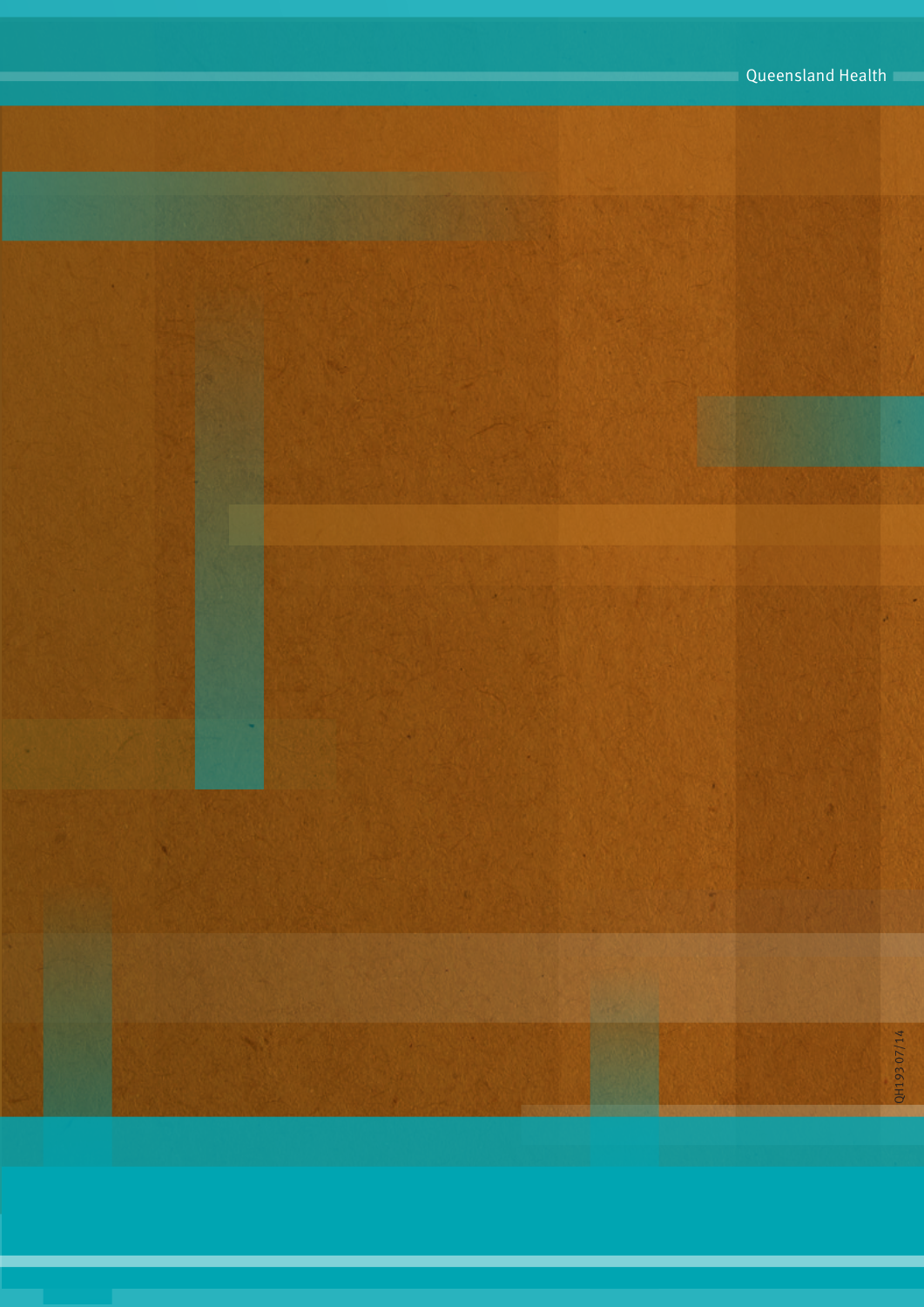Queensland Health

QH193 07/14